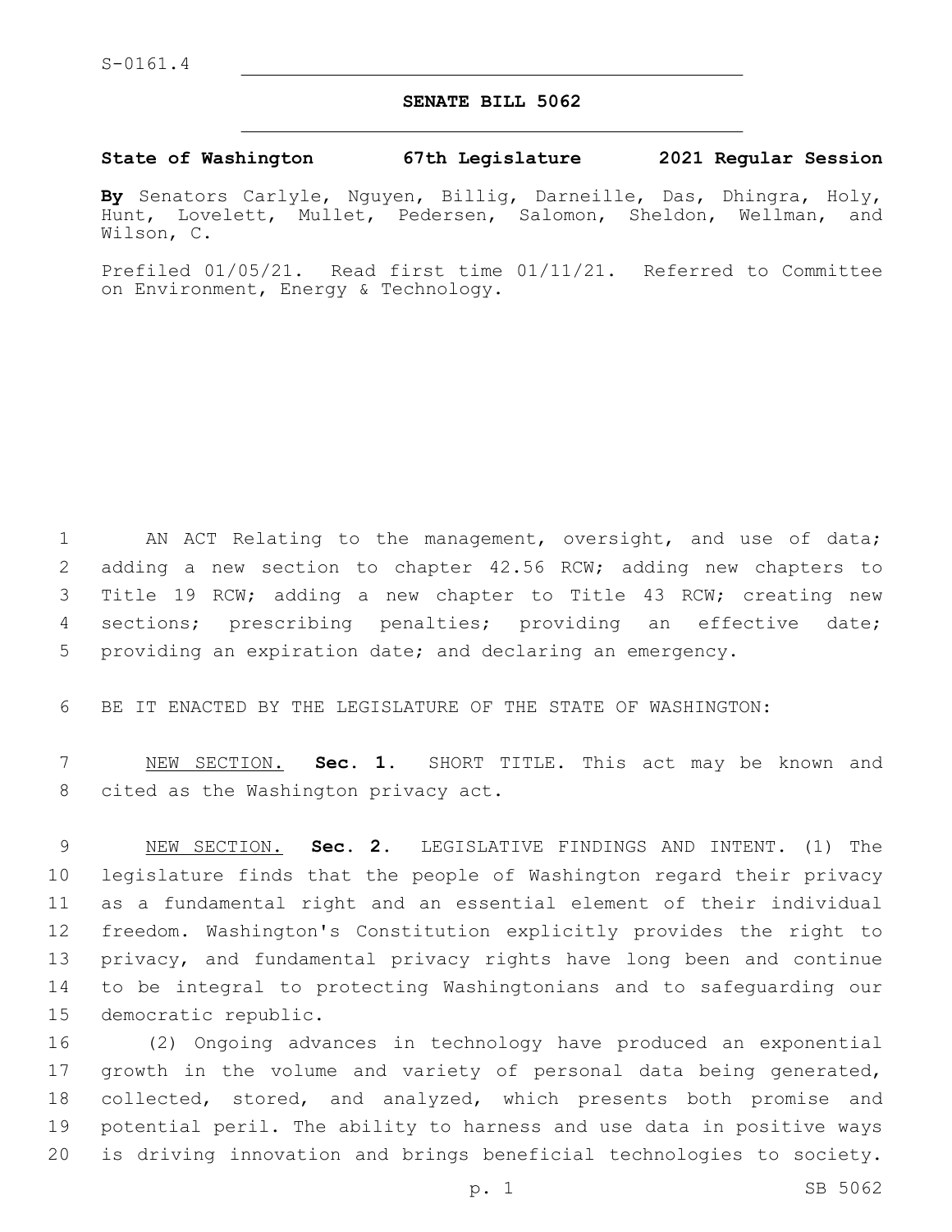S-0161.4

## SENATE BILL 5062

**State of Washington 67th Legislature 2021 Regular Session**

**By** Senators Carlyle, Nguyen, Billig, Darneille, Das, Dhingra, Holy, Hunt, Lovelett, Mullet, Pedersen, Salomon, Sheldon, Wellman, and Wilson, C.

Prefiled 01/05/21. Read first time 01/11/21. Referred to Committee on Environment, Energy & Technology.

AN ACT Relating to the management, oversight, and use of data; adding a new section to chapter 42.56 RCW; adding new chapters to Title 19 RCW; adding a new chapter to Title 43 RCW; creating new sections; prescribing penalties; providing an effective date; providing an expiration date; and declaring an emergency.

BE IT ENACTED BY THE LEGISLATURE OF THE STATE OF WASHINGTON:

NEW SECTION. **Sec. 1.** SHORT TITLE. This act may be known and cited as the Washington privacy act.

NEW SECTION. **Sec. 2.** LEGISLATIVE FINDINGS AND INTENT. (1) The legislature finds that the people of Washington regard their privacy as a fundamental right and an essential element of their individual freedom. Washington's Constitution explicitly provides the right to privacy, and fundamental privacy rights have long been and continue to be integral to protecting Washingtonians and to safeguarding our democratic republic.

(2) Ongoing advances in technology have produced an exponential growth in the volume and variety of personal data being generated, collected, stored, and analyzed, which presents both promise and potential peril. The ability to harness and use data in positive ways is driving innovation and brings beneficial technologies to society.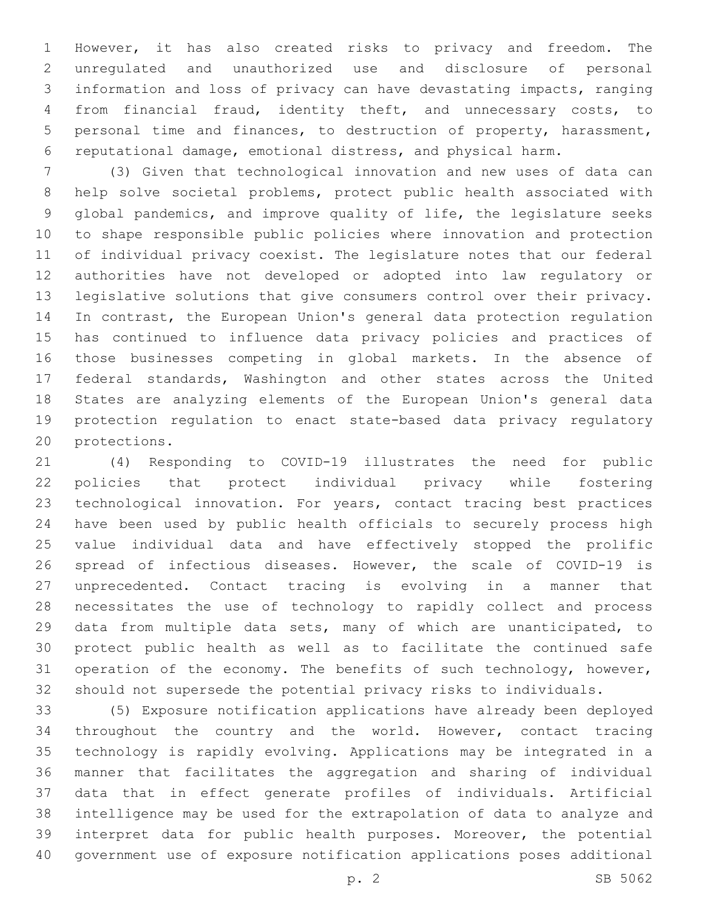However, it has also created risks to privacy and freedom. The unregulated and unauthorized use and disclosure of personal information and loss of privacy can have devastating impacts, ranging from financial fraud, identity theft, and unnecessary costs, to personal time and finances, to destruction of property, harassment, reputational damage, emotional distress, and physical harm.

(3) Given that technological innovation and new uses of data can help solve societal problems, protect public health associated with global pandemics, and improve quality of life, the legislature seeks to shape responsible public policies where innovation and protection of individual privacy coexist. The legislature notes that our federal authorities have not developed or adopted into law regulatory or legislative solutions that give consumers control over their privacy. In contrast, the European Union's general data protection regulation has continued to influence data privacy policies and practices of those businesses competing in global markets. In the absence of federal standards, Washington and other states across the United States are analyzing elements of the European Union's general data protection regulation to enact state-based data privacy regulatory protections.

(4) Responding to COVID-19 illustrates the need for public policies that protect individual privacy while fostering technological innovation. For years, contact tracing best practices have been used by public health officials to securely process high value individual data and have effectively stopped the prolific spread of infectious diseases. However, the scale of COVID-19 is unprecedented. Contact tracing is evolving in a manner that necessitates the use of technology to rapidly collect and process data from multiple data sets, many of which are unanticipated, to protect public health as well as to facilitate the continued safe operation of the economy. The benefits of such technology, however, should not supersede the potential privacy risks to individuals.

(5) Exposure notification applications have already been deployed throughout the country and the world. However, contact tracing technology is rapidly evolving. Applications may be integrated in a manner that facilitates the aggregation and sharing of individual data that in effect generate profiles of individuals. Artificial intelligence may be used for the extrapolation of data to analyze and interpret data for public health purposes. Moreover, the potential government use of exposure notification applications poses additional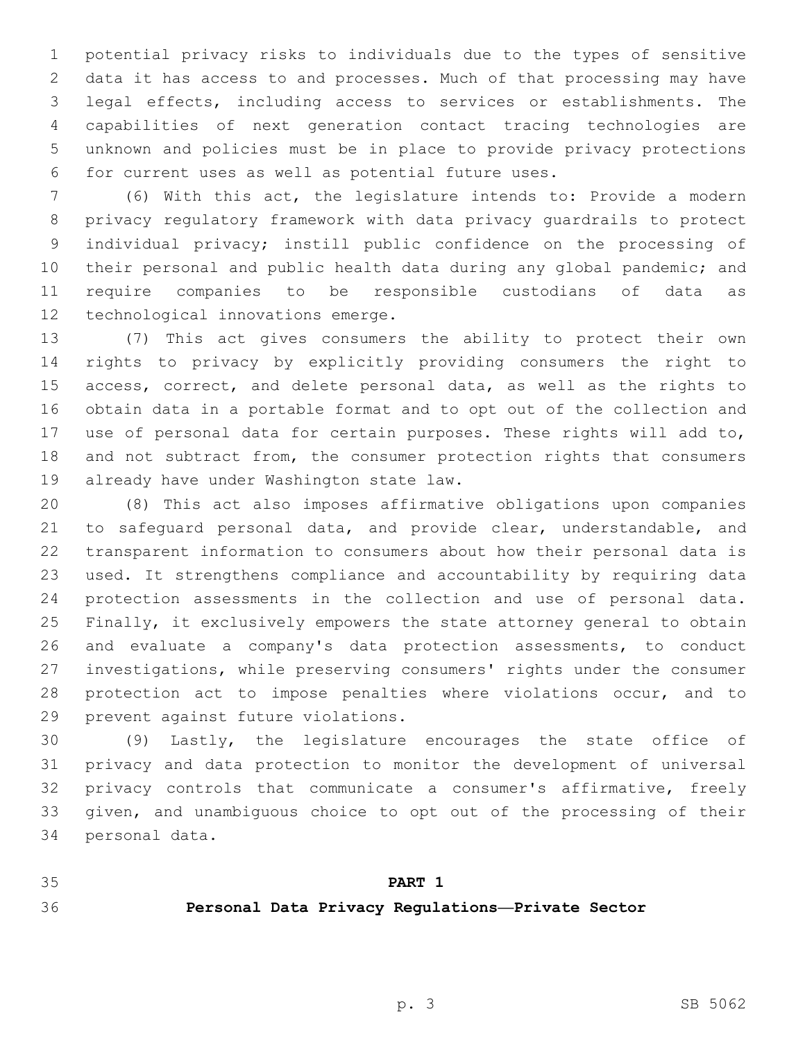potential privacy risks to individuals due to the types of sensitive data it has access to and processes. Much of that processing may have legal effects, including access to services or establishments. The capabilities of next generation contact tracing technologies are unknown and policies must be in place to provide privacy protections for current uses as well as potential future uses.

(6) With this act, the legislature intends to: Provide a modern privacy regulatory framework with data privacy guardrails to protect individual privacy; instill public confidence on the processing of their personal and public health data during any global pandemic; and require companies to be responsible custodians of data as technological innovations emerge.

(7) This act gives consumers the ability to protect their own rights to privacy by explicitly providing consumers the right to access, correct, and delete personal data, as well as the rights to obtain data in a portable format and to opt out of the collection and use of personal data for certain purposes. These rights will add to, and not subtract from, the consumer protection rights that consumers already have under Washington state law.

(8) This act also imposes affirmative obligations upon companies to safeguard personal data, and provide clear, understandable, and transparent information to consumers about how their personal data is used. It strengthens compliance and accountability by requiring data protection assessments in the collection and use of personal data. Finally, it exclusively empowers the state attorney general to obtain and evaluate a company's data protection assessments, to conduct investigations, while preserving consumers' rights under the consumer protection act to impose penalties where violations occur, and to prevent against future violations.

(9) Lastly, the legislature encourages the state office of privacy and data protection to monitor the development of universal privacy controls that communicate a consumer's affirmative, freely given, and unambiguous choice to opt out of the processing of their personal data.

## PART 1

## Personal Data Privacy Regulations—Private Sector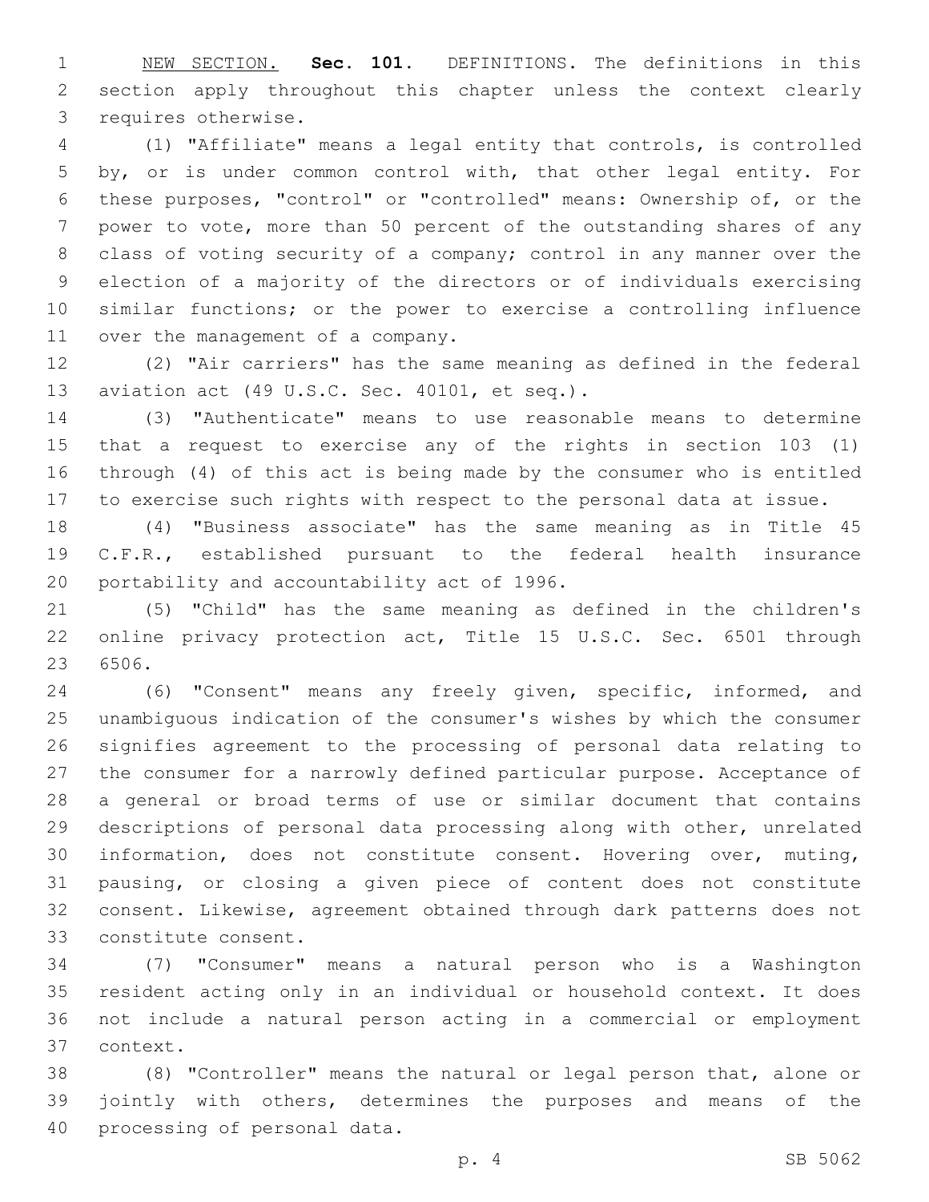NEW SECTION. **Sec. 101.** DEFINITIONS. The definitions in this section apply throughout this chapter unless the context clearly requires otherwise.

(1) "Affiliate" means a legal entity that controls, is controlled by, or is under common control with, that other legal entity. For these purposes, "control" or "controlled" means: Ownership of, or the power to vote, more than 50 percent of the outstanding shares of any class of voting security of a company; control in any manner over the election of a majority of the directors or of individuals exercising similar functions; or the power to exercise a controlling influence over the management of a company.

(2) "Air carriers" has the same meaning as defined in the federal aviation act (49 U.S.C. Sec. 40101, et seq.).

(3) "Authenticate" means to use reasonable means to determine that a request to exercise any of the rights in section 103 (1) through (4) of this act is being made by the consumer who is entitled to exercise such rights with respect to the personal data at issue.

(4) "Business associate" has the same meaning as in Title 45 C.F.R., established pursuant to the federal health insurance portability and accountability act of 1996.

(5) "Child" has the same meaning as defined in the children's online privacy protection act, Title 15 U.S.C. Sec. 6501 through 6506.

(6) "Consent" means any freely given, specific, informed, and unambiguous indication of the consumer's wishes by which the consumer signifies agreement to the processing of personal data relating to the consumer for a narrowly defined particular purpose. Acceptance of a general or broad terms of use or similar document that contains descriptions of personal data processing along with other, unrelated information, does not constitute consent. Hovering over, muting, pausing, or closing a given piece of content does not constitute consent. Likewise, agreement obtained through dark patterns does not constitute consent.

(7) "Consumer" means a natural person who is a Washington resident acting only in an individual or household context. It does not include a natural person acting in a commercial or employment context.

(8) "Controller" means the natural or legal person that, alone or jointly with others, determines the purposes and means of the processing of personal data.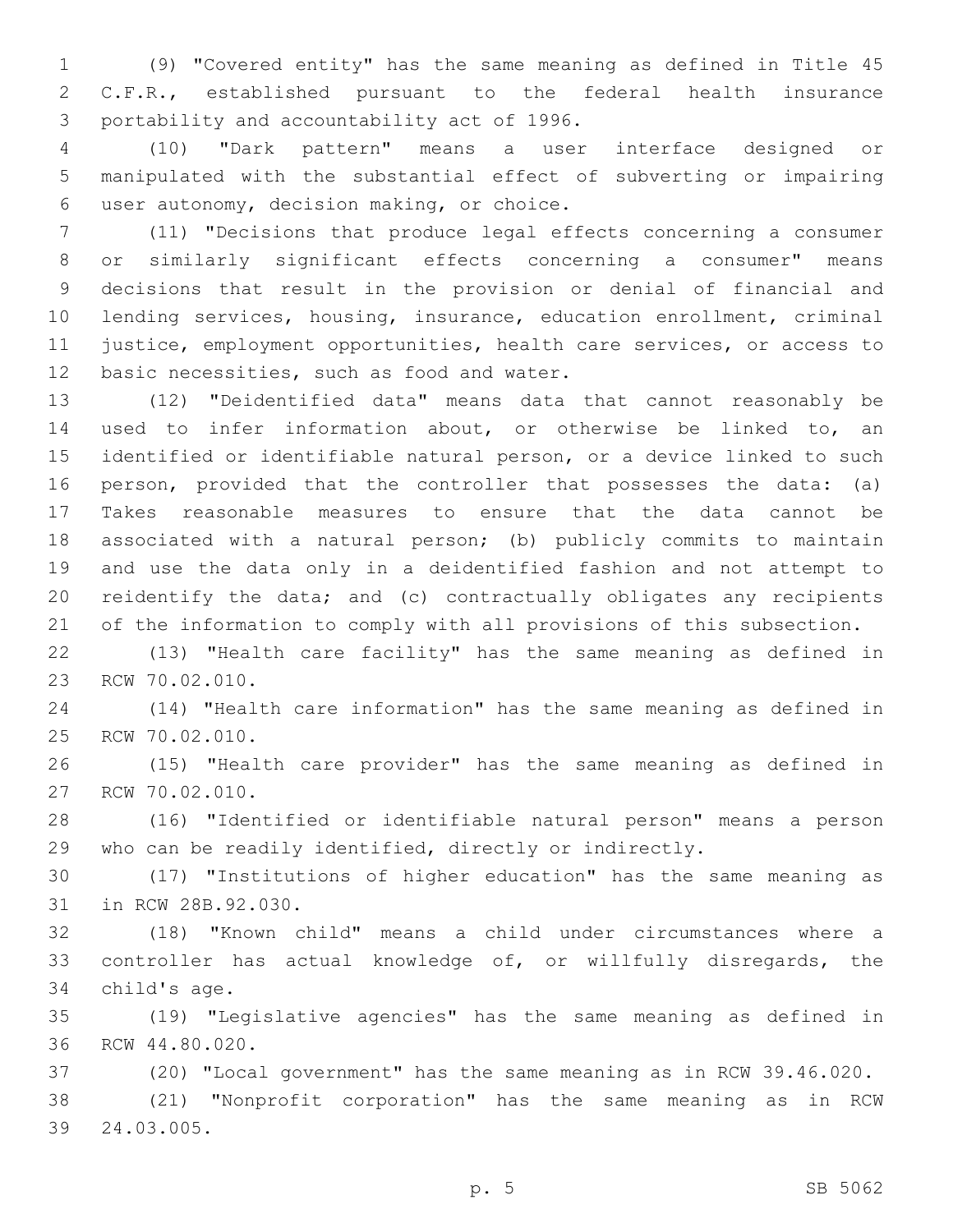(9) "Covered entity" has the same meaning as defined in Title 45 C.F.R., established pursuant to the federal health insurance portability and accountability act of 1996.

(10) "Dark pattern" means a user interface designed or manipulated with the substantial effect of subverting or impairing user autonomy, decision making, or choice.

(11) "Decisions that produce legal effects concerning a consumer or similarly significant effects concerning a consumer" means decisions that result in the provision or denial of financial and lending services, housing, insurance, education enrollment, criminal justice, employment opportunities, health care services, or access to basic necessities, such as food and water.

(12) "Deidentified data" means data that cannot reasonably be used to infer information about, or otherwise be linked to, an identified or identifiable natural person, or a device linked to such person, provided that the controller that possesses the data: (a) Takes reasonable measures to ensure that the data cannot be associated with a natural person; (b) publicly commits to maintain and use the data only in a deidentified fashion and not attempt to reidentify the data; and (c) contractually obligates any recipients of the information to comply with all provisions of this subsection.

(13) "Health care facility" has the same meaning as defined in RCW 70.02.010.

(14) "Health care information" has the same meaning as defined in RCW 70.02.010.

(15) "Health care provider" has the same meaning as defined in RCW 70.02.010.

(16) "Identified or identifiable natural person" means a person who can be readily identified, directly or indirectly.

(17) "Institutions of higher education" has the same meaning as in RCW 28B.92.030.

(18) "Known child" means a child under circumstances where a controller has actual knowledge of, or willfully disregards, the child's age.

(19) "Legislative agencies" has the same meaning as defined in RCW 44.80.020.

(20) "Local government" has the same meaning as in RCW 39.46.020.

(21) "Nonprofit corporation" has the same meaning as in RCW 24.03.005.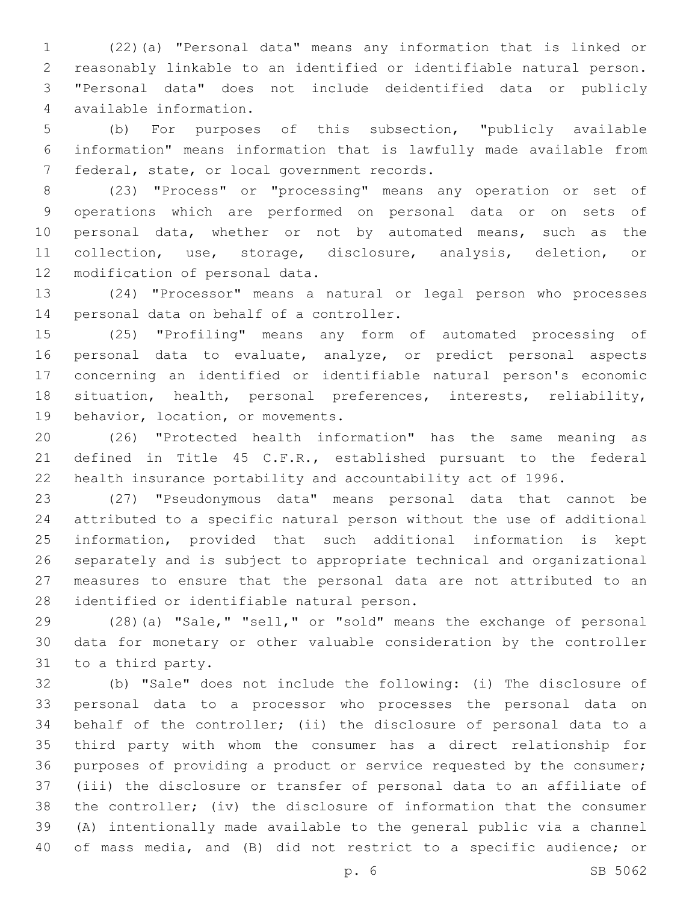(22)(a) "Personal data" means any information that is linked or reasonably linkable to an identified or identifiable natural person. "Personal data" does not include deidentified data or publicly available information.

(b) For purposes of this subsection, "publicly available information" means information that is lawfully made available from federal, state, or local government records.

(23) "Process" or "processing" means any operation or set of operations which are performed on personal data or on sets of personal data, whether or not by automated means, such as the collection, use, storage, disclosure, analysis, deletion, or modification of personal data.

(24) "Processor" means a natural or legal person who processes personal data on behalf of a controller.

(25) "Profiling" means any form of automated processing of personal data to evaluate, analyze, or predict personal aspects concerning an identified or identifiable natural person's economic situation, health, personal preferences, interests, reliability, behavior, location, or movements.

(26) "Protected health information" has the same meaning as defined in Title 45 C.F.R., established pursuant to the federal health insurance portability and accountability act of 1996.

(27) "Pseudonymous data" means personal data that cannot be attributed to a specific natural person without the use of additional information, provided that such additional information is kept separately and is subject to appropriate technical and organizational measures to ensure that the personal data are not attributed to an identified or identifiable natural person.

(28)(a) "Sale," "sell," or "sold" means the exchange of personal data for monetary or other valuable consideration by the controller to a third party.

(b) "Sale" does not include the following: (i) The disclosure of personal data to a processor who processes the personal data on behalf of the controller; (ii) the disclosure of personal data to a third party with whom the consumer has a direct relationship for purposes of providing a product or service requested by the consumer; (iii) the disclosure or transfer of personal data to an affiliate of the controller; (iv) the disclosure of information that the consumer (A) intentionally made available to the general public via a channel of mass media, and (B) did not restrict to a specific audience; or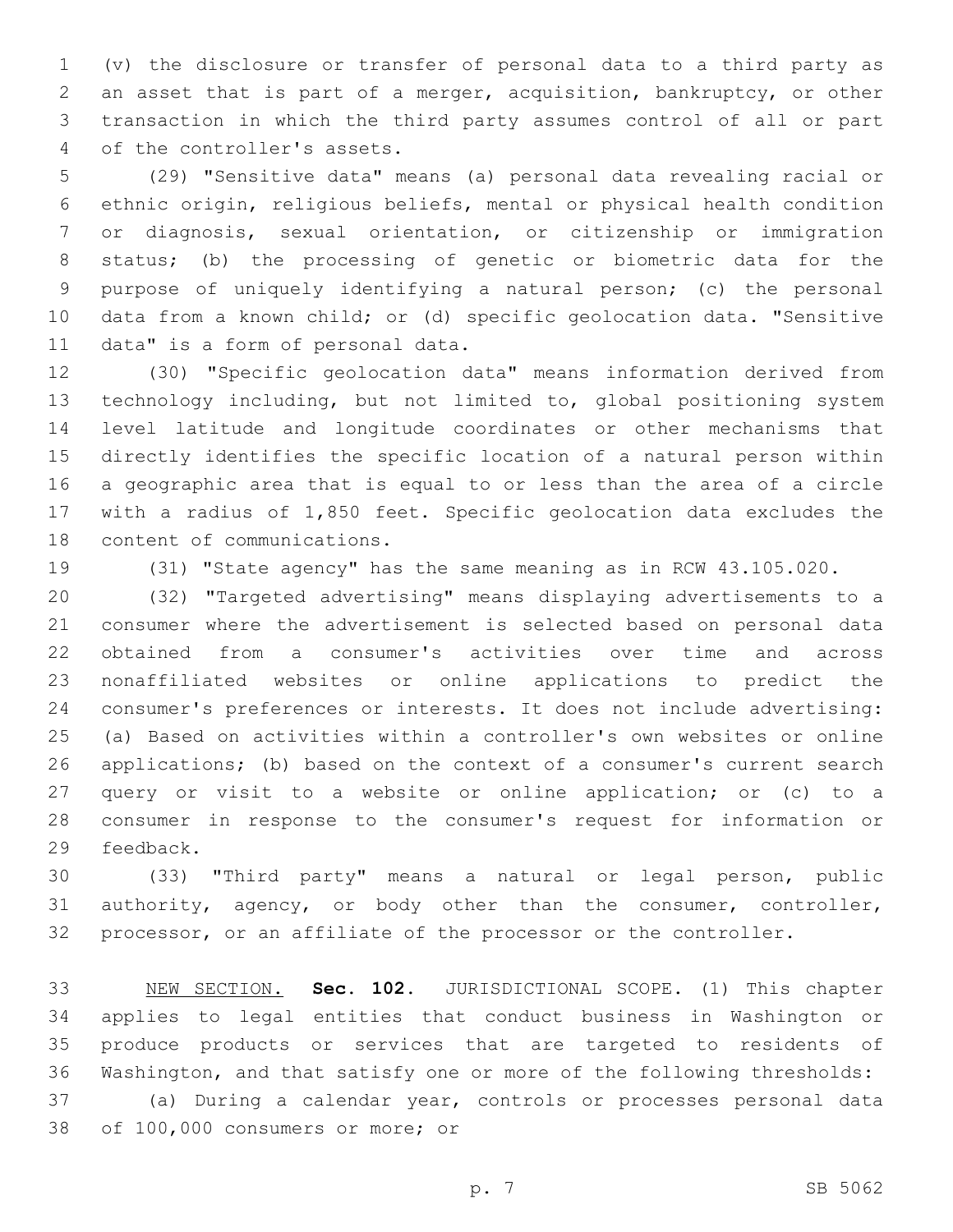(v) the disclosure or transfer of personal data to a third party as an asset that is part of a merger, acquisition, bankruptcy, or other transaction in which the third party assumes control of all or part of the controller's assets.

(29) "Sensitive data" means (a) personal data revealing racial or ethnic origin, religious beliefs, mental or physical health condition or diagnosis, sexual orientation, or citizenship or immigration status; (b) the processing of genetic or biometric data for the purpose of uniquely identifying a natural person; (c) the personal data from a known child; or (d) specific geolocation data. "Sensitive data" is a form of personal data.

(30) "Specific geolocation data" means information derived from technology including, but not limited to, global positioning system level latitude and longitude coordinates or other mechanisms that directly identifies the specific location of a natural person within a geographic area that is equal to or less than the area of a circle with a radius of 1,850 feet. Specific geolocation data excludes the content of communications.

(31) "State agency" has the same meaning as in RCW 43.105.020.

(32) "Targeted advertising" means displaying advertisements to a consumer where the advertisement is selected based on personal data obtained from a consumer's activities over time and across nonaffiliated websites or online applications to predict the consumer's preferences or interests. It does not include advertising: (a) Based on activities within a controller's own websites or online applications; (b) based on the context of a consumer's current search query or visit to a website or online application; or (c) to a consumer in response to the consumer's request for information or feedback.

(33) "Third party" means a natural or legal person, public authority, agency, or body other than the consumer, controller, processor, or an affiliate of the processor or the controller.

NEW SECTION. **Sec. 102.** JURISDICTIONAL SCOPE. (1) This chapter applies to legal entities that conduct business in Washington or produce products or services that are targeted to residents of Washington, and that satisfy one or more of the following thresholds:

(a) During a calendar year, controls or processes personal data of 100,000 consumers or more; or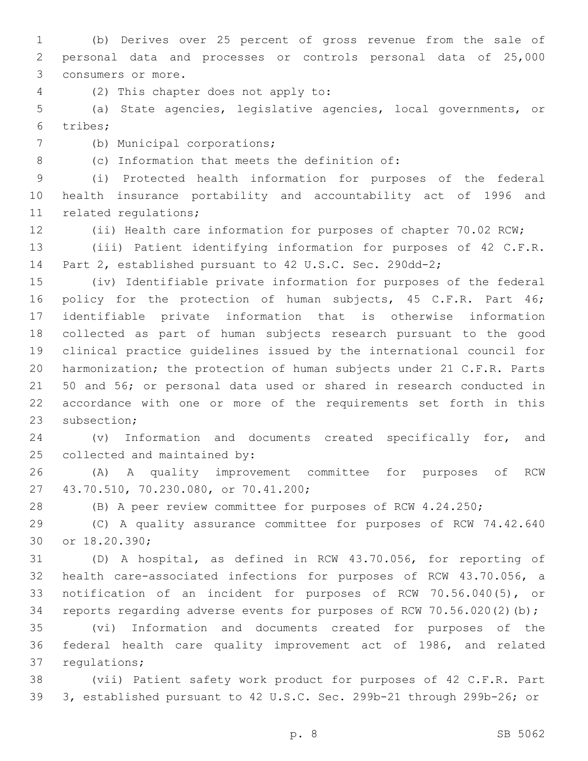(b) Derives over 25 percent of gross revenue from the sale of personal data and processes or controls personal data of 25,000 consumers or more.

(2) This chapter does not apply to:

(a) State agencies, legislative agencies, local governments, or tribes;

(b) Municipal corporations;

(c) Information that meets the definition of:

(i) Protected health information for purposes of the federal health insurance portability and accountability act of 1996 and related regulations;

(ii) Health care information for purposes of chapter 70.02 RCW;

(iii) Patient identifying information for purposes of 42 C.F.R. Part 2, established pursuant to 42 U.S.C. Sec. 290dd-2;

(iv) Identifiable private information for purposes of the federal policy for the protection of human subjects, 45 C.F.R. Part 46; identifiable private information that is otherwise information collected as part of human subjects research pursuant to the good clinical practice guidelines issued by the international council for harmonization; the protection of human subjects under 21 C.F.R. Parts 50 and 56; or personal data used or shared in research conducted in accordance with one or more of the requirements set forth in this subsection;

(v) Information and documents created specifically for, and collected and maintained by:

(A) A quality improvement committee for purposes of RCW 43.70.510, 70.230.080, or 70.41.200;

(B) A peer review committee for purposes of RCW 4.24.250;

(C) A quality assurance committee for purposes of RCW 74.42.640 or 18.20.390;

(D) A hospital, as defined in RCW 43.70.056, for reporting of health care-associated infections for purposes of RCW 43.70.056, a notification of an incident for purposes of RCW 70.56.040(5), or reports regarding adverse events for purposes of RCW 70.56.020(2)(b);

(vi) Information and documents created for purposes of the federal health care quality improvement act of 1986, and related regulations;

(vii) Patient safety work product for purposes of 42 C.F.R. Part 3, established pursuant to 42 U.S.C. Sec. 299b-21 through 299b-26; or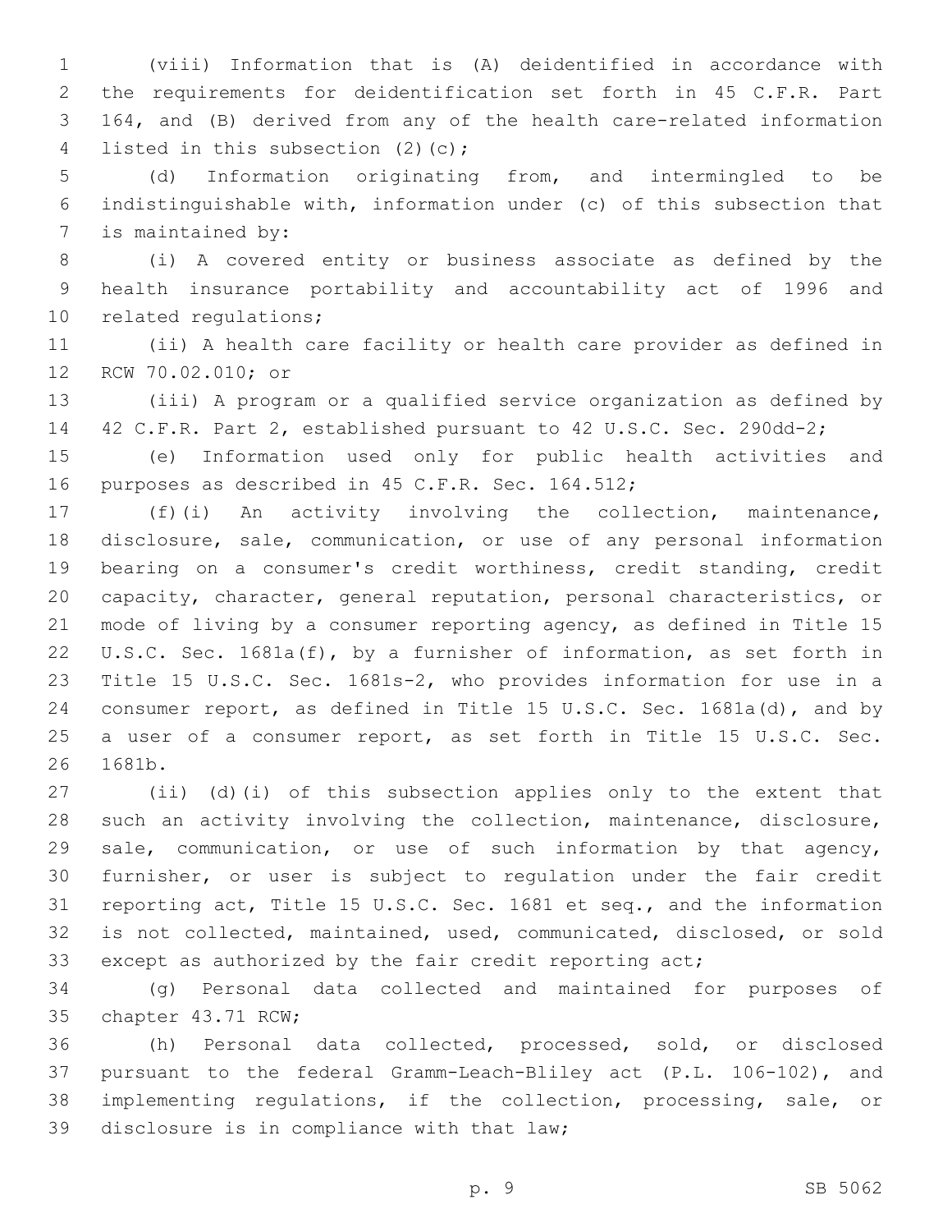(viii) Information that is (A) deidentified in accordance with the requirements for deidentification set forth in 45 C.F.R. Part 164, and (B) derived from any of the health care-related information listed in this subsection (2)(c);

(d) Information originating from, and intermingled to be indistinguishable with, information under (c) of this subsection that is maintained by:

(i) A covered entity or business associate as defined by the health insurance portability and accountability act of 1996 and related regulations;

(ii) A health care facility or health care provider as defined in RCW 70.02.010; or

(iii) A program or a qualified service organization as defined by 42 C.F.R. Part 2, established pursuant to 42 U.S.C. Sec. 290dd-2;

(e) Information used only for public health activities and purposes as described in 45 C.F.R. Sec. 164.512;

(f)(i) An activity involving the collection, maintenance, disclosure, sale, communication, or use of any personal information bearing on a consumer's credit worthiness, credit standing, credit capacity, character, general reputation, personal characteristics, or mode of living by a consumer reporting agency, as defined in Title 15 U.S.C. Sec. 1681a(f), by a furnisher of information, as set forth in Title 15 U.S.C. Sec. 1681s-2, who provides information for use in a consumer report, as defined in Title 15 U.S.C. Sec. 1681a(d), and by a user of a consumer report, as set forth in Title 15 U.S.C. Sec. 1681b.

(ii) (d)(i) of this subsection applies only to the extent that such an activity involving the collection, maintenance, disclosure, sale, communication, or use of such information by that agency, furnisher, or user is subject to regulation under the fair credit reporting act, Title 15 U.S.C. Sec. 1681 et seq., and the information is not collected, maintained, used, communicated, disclosed, or sold except as authorized by the fair credit reporting act;

(g) Personal data collected and maintained for purposes of chapter 43.71 RCW;

(h) Personal data collected, processed, sold, or disclosed pursuant to the federal Gramm-Leach-Bliley act (P.L. 106-102), and implementing regulations, if the collection, processing, sale, or disclosure is in compliance with that law;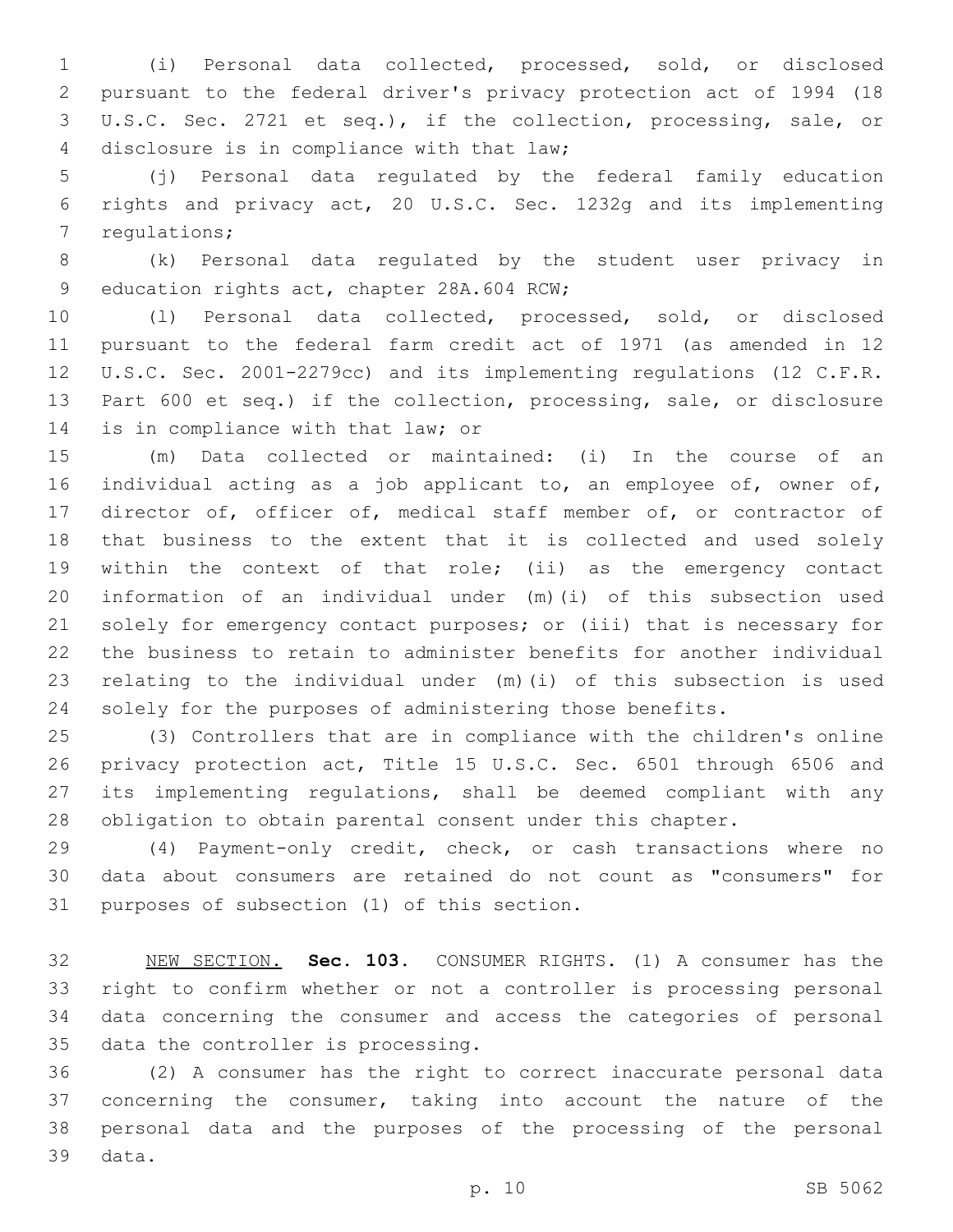(i) Personal data collected, processed, sold, or disclosed pursuant to the federal driver's privacy protection act of 1994 (18 U.S.C. Sec. 2721 et seq.), if the collection, processing, sale, or disclosure is in compliance with that law;

(j) Personal data regulated by the federal family education rights and privacy act, 20 U.S.C. Sec. 1232g and its implementing regulations;

(k) Personal data regulated by the student user privacy in education rights act, chapter 28A.604 RCW;

(l) Personal data collected, processed, sold, or disclosed pursuant to the federal farm credit act of 1971 (as amended in 12 U.S.C. Sec. 2001-2279cc) and its implementing regulations (12 C.F.R. Part 600 et seq.) if the collection, processing, sale, or disclosure is in compliance with that law; or

(m) Data collected or maintained: (i) In the course of an individual acting as a job applicant to, an employee of, owner of, director of, officer of, medical staff member of, or contractor of that business to the extent that it is collected and used solely within the context of that role; (ii) as the emergency contact information of an individual under (m)(i) of this subsection used solely for emergency contact purposes; or (iii) that is necessary for the business to retain to administer benefits for another individual relating to the individual under (m)(i) of this subsection is used solely for the purposes of administering those benefits.

(3) Controllers that are in compliance with the children's online privacy protection act, Title 15 U.S.C. Sec. 6501 through 6506 and its implementing regulations, shall be deemed compliant with any obligation to obtain parental consent under this chapter.

(4) Payment-only credit, check, or cash transactions where no data about consumers are retained do not count as "consumers" for purposes of subsection (1) of this section.

NEW SECTION. **Sec. 103.** CONSUMER RIGHTS. (1) A consumer has the right to confirm whether or not a controller is processing personal data concerning the consumer and access the categories of personal data the controller is processing.

(2) A consumer has the right to correct inaccurate personal data concerning the consumer, taking into account the nature of the personal data and the purposes of the processing of the personal data.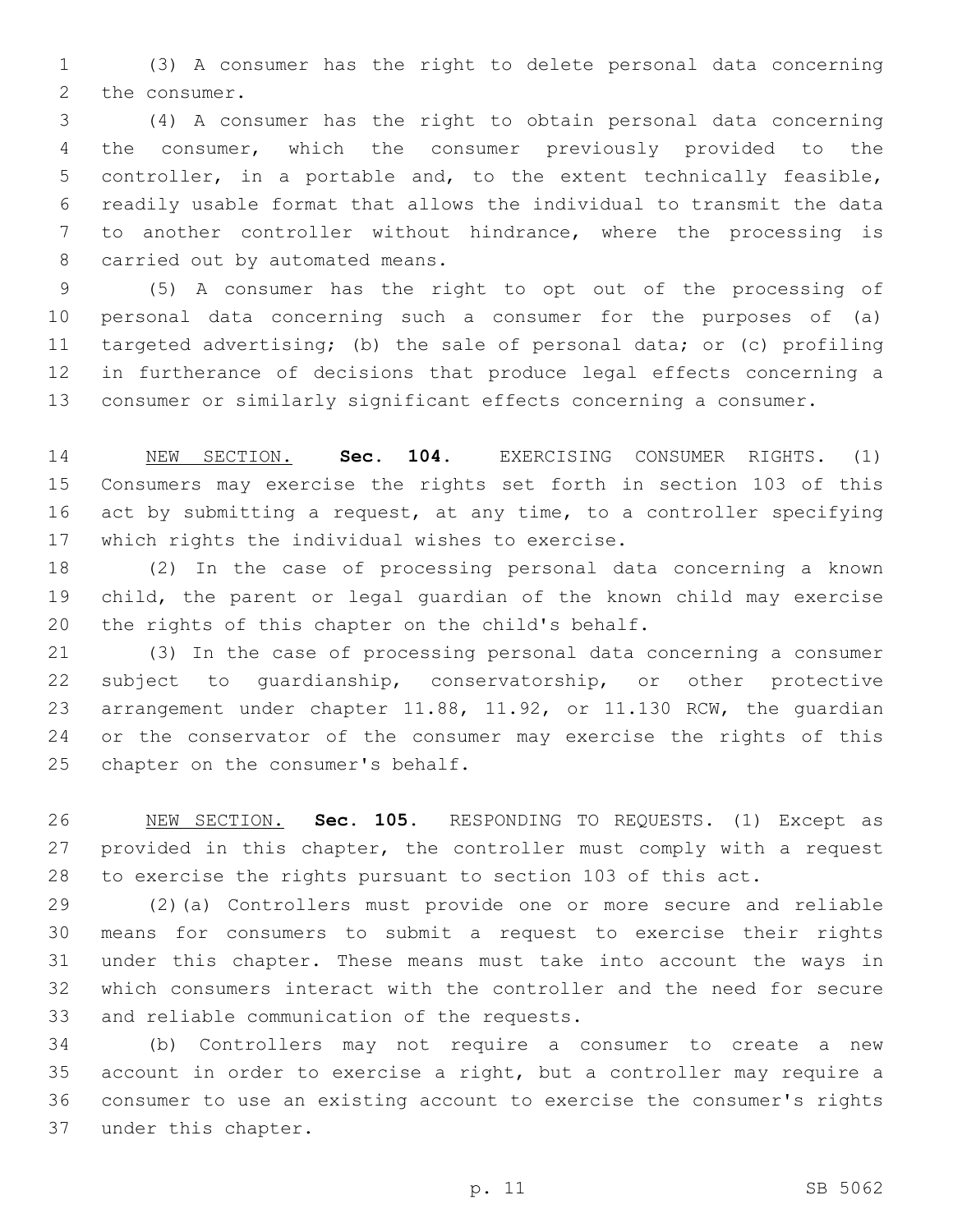(3) A consumer has the right to delete personal data concerning the consumer.

(4) A consumer has the right to obtain personal data concerning the consumer, which the consumer previously provided to the controller, in a portable and, to the extent technically feasible, readily usable format that allows the individual to transmit the data to another controller without hindrance, where the processing is carried out by automated means.

(5) A consumer has the right to opt out of the processing of personal data concerning such a consumer for the purposes of (a) targeted advertising; (b) the sale of personal data; or (c) profiling in furtherance of decisions that produce legal effects concerning a consumer or similarly significant effects concerning a consumer.

NEW SECTION. **Sec. 104.** EXERCISING CONSUMER RIGHTS. (1) Consumers may exercise the rights set forth in section 103 of this act by submitting a request, at any time, to a controller specifying which rights the individual wishes to exercise.

(2) In the case of processing personal data concerning a known child, the parent or legal guardian of the known child may exercise the rights of this chapter on the child's behalf.

(3) In the case of processing personal data concerning a consumer subject to guardianship, conservatorship, or other protective arrangement under chapter 11.88, 11.92, or 11.130 RCW, the guardian or the conservator of the consumer may exercise the rights of this chapter on the consumer's behalf.

NEW SECTION. **Sec. 105.** RESPONDING TO REQUESTS. (1) Except as provided in this chapter, the controller must comply with a request to exercise the rights pursuant to section 103 of this act.

(2)(a) Controllers must provide one or more secure and reliable means for consumers to submit a request to exercise their rights under this chapter. These means must take into account the ways in which consumers interact with the controller and the need for secure and reliable communication of the requests.

(b) Controllers may not require a consumer to create a new account in order to exercise a right, but a controller may require a consumer to use an existing account to exercise the consumer's rights under this chapter.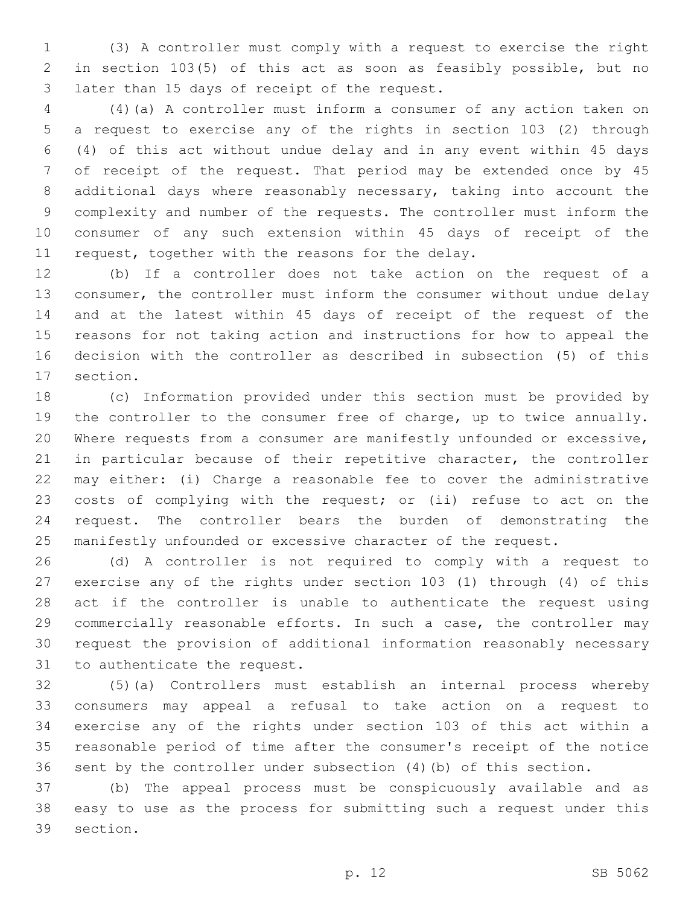(3) A controller must comply with a request to exercise the right in section 103(5) of this act as soon as feasibly possible, but no later than 15 days of receipt of the request.

(4)(a) A controller must inform a consumer of any action taken on a request to exercise any of the rights in section 103 (2) through (4) of this act without undue delay and in any event within 45 days of receipt of the request. That period may be extended once by 45 additional days where reasonably necessary, taking into account the complexity and number of the requests. The controller must inform the consumer of any such extension within 45 days of receipt of the request, together with the reasons for the delay.

(b) If a controller does not take action on the request of a consumer, the controller must inform the consumer without undue delay and at the latest within 45 days of receipt of the request of the reasons for not taking action and instructions for how to appeal the decision with the controller as described in subsection (5) of this section.

(c) Information provided under this section must be provided by the controller to the consumer free of charge, up to twice annually. Where requests from a consumer are manifestly unfounded or excessive, in particular because of their repetitive character, the controller may either: (i) Charge a reasonable fee to cover the administrative costs of complying with the request; or (ii) refuse to act on the request. The controller bears the burden of demonstrating the manifestly unfounded or excessive character of the request.

(d) A controller is not required to comply with a request to exercise any of the rights under section 103 (1) through (4) of this act if the controller is unable to authenticate the request using commercially reasonable efforts. In such a case, the controller may request the provision of additional information reasonably necessary to authenticate the request.

(5)(a) Controllers must establish an internal process whereby consumers may appeal a refusal to take action on a request to exercise any of the rights under section 103 of this act within a reasonable period of time after the consumer's receipt of the notice sent by the controller under subsection (4)(b) of this section.

(b) The appeal process must be conspicuously available and as easy to use as the process for submitting such a request under this section.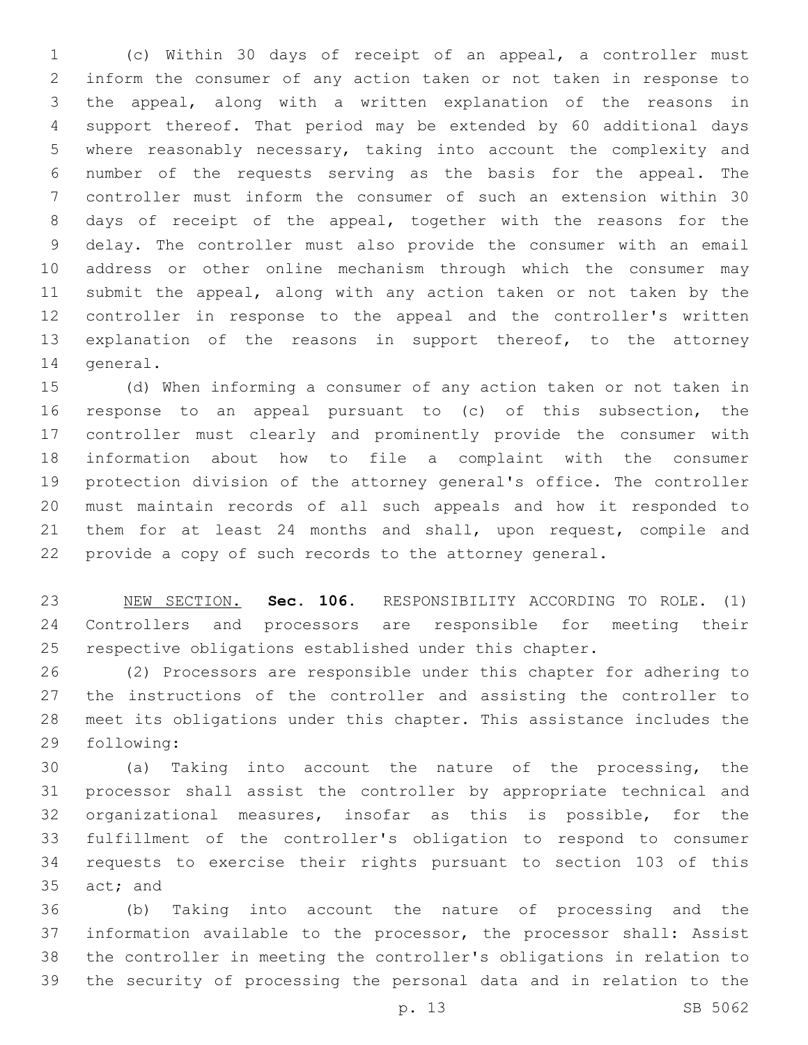(c) Within 30 days of receipt of an appeal, a controller must inform the consumer of any action taken or not taken in response to the appeal, along with a written explanation of the reasons in support thereof. That period may be extended by 60 additional days where reasonably necessary, taking into account the complexity and number of the requests serving as the basis for the appeal. The controller must inform the consumer of such an extension within 30 days of receipt of the appeal, together with the reasons for the delay. The controller must also provide the consumer with an email address or other online mechanism through which the consumer may submit the appeal, along with any action taken or not taken by the controller in response to the appeal and the controller's written explanation of the reasons in support thereof, to the attorney general.

(d) When informing a consumer of any action taken or not taken in response to an appeal pursuant to (c) of this subsection, the controller must clearly and prominently provide the consumer with information about how to file a complaint with the consumer protection division of the attorney general's office. The controller must maintain records of all such appeals and how it responded to them for at least 24 months and shall, upon request, compile and provide a copy of such records to the attorney general.

NEW SECTION. **Sec. 106.** RESPONSIBILITY ACCORDING TO ROLE. (1) Controllers and processors are responsible for meeting their respective obligations established under this chapter.

(2) Processors are responsible under this chapter for adhering to the instructions of the controller and assisting the controller to meet its obligations under this chapter. This assistance includes the following:

(a) Taking into account the nature of the processing, the processor shall assist the controller by appropriate technical and organizational measures, insofar as this is possible, for the fulfillment of the controller's obligation to respond to consumer requests to exercise their rights pursuant to section 103 of this act; and

(b) Taking into account the nature of processing and the information available to the processor, the processor shall: Assist the controller in meeting the controller's obligations in relation to the security of processing the personal data and in relation to the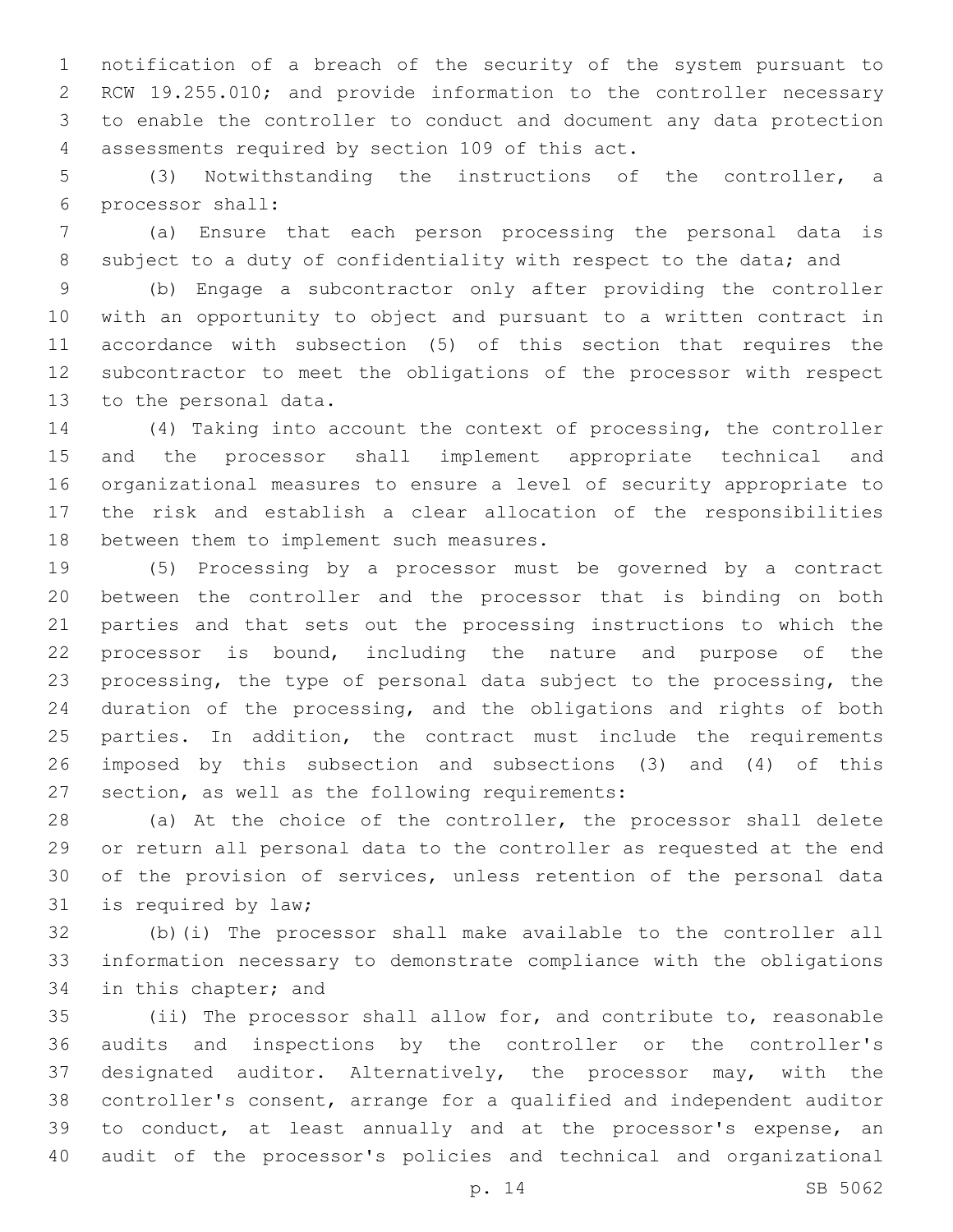notification of a breach of the security of the system pursuant to RCW 19.255.010; and provide information to the controller necessary to enable the controller to conduct and document any data protection assessments required by section 109 of this act.

(3) Notwithstanding the instructions of the controller, a processor shall:

(a) Ensure that each person processing the personal data is subject to a duty of confidentiality with respect to the data; and

(b) Engage a subcontractor only after providing the controller with an opportunity to object and pursuant to a written contract in accordance with subsection (5) of this section that requires the subcontractor to meet the obligations of the processor with respect to the personal data.

(4) Taking into account the context of processing, the controller and the processor shall implement appropriate technical and organizational measures to ensure a level of security appropriate to the risk and establish a clear allocation of the responsibilities between them to implement such measures.

(5) Processing by a processor must be governed by a contract between the controller and the processor that is binding on both parties and that sets out the processing instructions to which the processor is bound, including the nature and purpose of the processing, the type of personal data subject to the processing, the duration of the processing, and the obligations and rights of both parties. In addition, the contract must include the requirements imposed by this subsection and subsections (3) and (4) of this section, as well as the following requirements:

(a) At the choice of the controller, the processor shall delete or return all personal data to the controller as requested at the end of the provision of services, unless retention of the personal data is required by law;

(b)(i) The processor shall make available to the controller all information necessary to demonstrate compliance with the obligations in this chapter; and

(ii) The processor shall allow for, and contribute to, reasonable audits and inspections by the controller or the controller's designated auditor. Alternatively, the processor may, with the controller's consent, arrange for a qualified and independent auditor to conduct, at least annually and at the processor's expense, an audit of the processor's policies and technical and organizational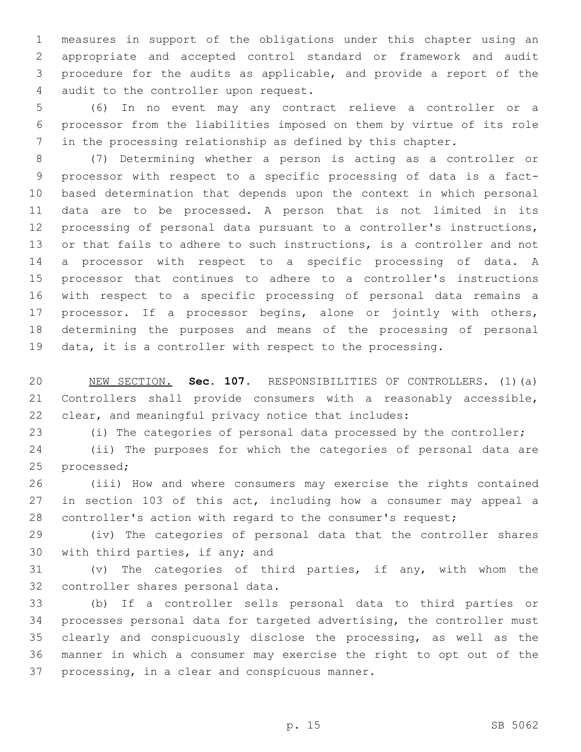measures in support of the obligations under this chapter using an appropriate and accepted control standard or framework and audit procedure for the audits as applicable, and provide a report of the audit to the controller upon request.

(6) In no event may any contract relieve a controller or a processor from the liabilities imposed on them by virtue of its role in the processing relationship as defined by this chapter.

(7) Determining whether a person is acting as a controller or processor with respect to a specific processing of data is a fact-based determination that depends upon the context in which personal data are to be processed. A person that is not limited in its processing of personal data pursuant to a controller's instructions, or that fails to adhere to such instructions, is a controller and not a processor with respect to a specific processing of data. A processor that continues to adhere to a controller's instructions with respect to a specific processing of personal data remains a processor. If a processor begins, alone or jointly with others, determining the purposes and means of the processing of personal data, it is a controller with respect to the processing.

NEW SECTION. **Sec. 107.** RESPONSIBILITIES OF CONTROLLERS. (1)(a) Controllers shall provide consumers with a reasonably accessible, clear, and meaningful privacy notice that includes:

(i) The categories of personal data processed by the controller;

(ii) The purposes for which the categories of personal data are processed;

(iii) How and where consumers may exercise the rights contained in section 103 of this act, including how a consumer may appeal a controller's action with regard to the consumer's request;

(iv) The categories of personal data that the controller shares with third parties, if any; and

(v) The categories of third parties, if any, with whom the controller shares personal data.

(b) If a controller sells personal data to third parties or processes personal data for targeted advertising, the controller must clearly and conspicuously disclose the processing, as well as the manner in which a consumer may exercise the right to opt out of the processing, in a clear and conspicuous manner.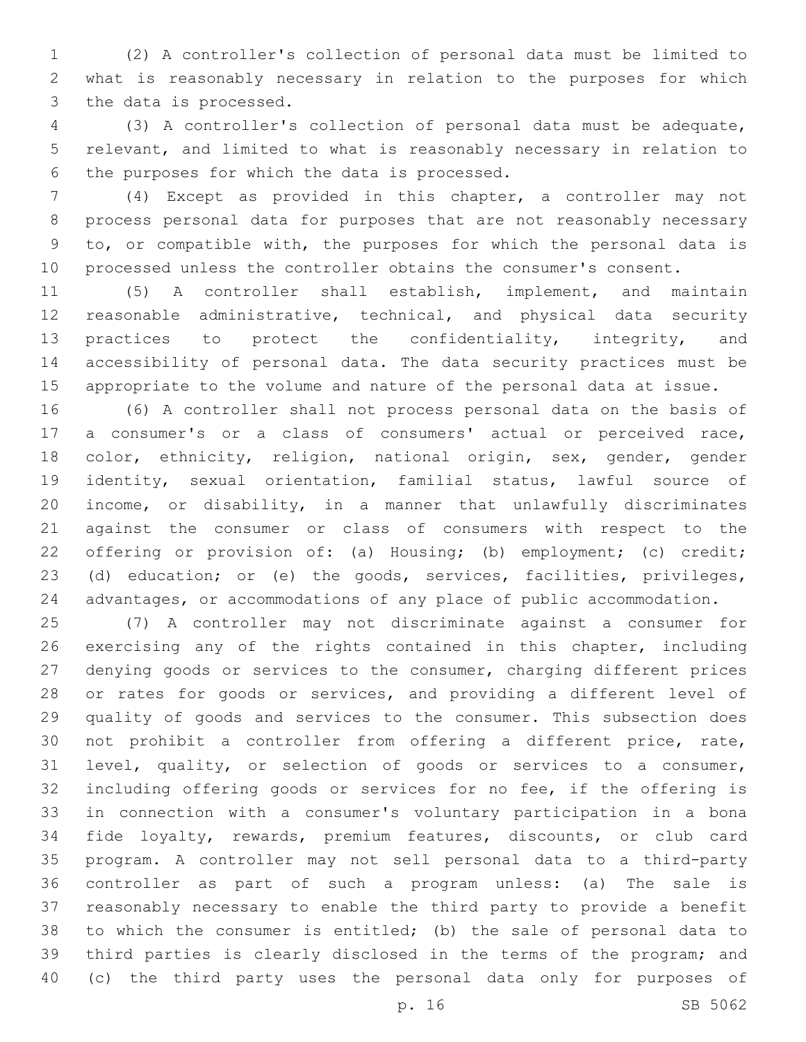(2) A controller's collection of personal data must be limited to what is reasonably necessary in relation to the purposes for which the data is processed.

(3) A controller's collection of personal data must be adequate, relevant, and limited to what is reasonably necessary in relation to the purposes for which the data is processed.

(4) Except as provided in this chapter, a controller may not process personal data for purposes that are not reasonably necessary to, or compatible with, the purposes for which the personal data is processed unless the controller obtains the consumer's consent.

(5) A controller shall establish, implement, and maintain reasonable administrative, technical, and physical data security practices to protect the confidentiality, integrity, and accessibility of personal data. The data security practices must be appropriate to the volume and nature of the personal data at issue.

(6) A controller shall not process personal data on the basis of a consumer's or a class of consumers' actual or perceived race, color, ethnicity, religion, national origin, sex, gender, gender identity, sexual orientation, familial status, lawful source of income, or disability, in a manner that unlawfully discriminates against the consumer or class of consumers with respect to the offering or provision of: (a) Housing; (b) employment; (c) credit; (d) education; or (e) the goods, services, facilities, privileges, advantages, or accommodations of any place of public accommodation.

(7) A controller may not discriminate against a consumer for exercising any of the rights contained in this chapter, including denying goods or services to the consumer, charging different prices or rates for goods or services, and providing a different level of quality of goods and services to the consumer. This subsection does not prohibit a controller from offering a different price, rate, level, quality, or selection of goods or services to a consumer, including offering goods or services for no fee, if the offering is in connection with a consumer's voluntary participation in a bona fide loyalty, rewards, premium features, discounts, or club card program. A controller may not sell personal data to a third-party controller as part of such a program unless: (a) The sale is reasonably necessary to enable the third party to provide a benefit to which the consumer is entitled; (b) the sale of personal data to third parties is clearly disclosed in the terms of the program; and (c) the third party uses the personal data only for purposes of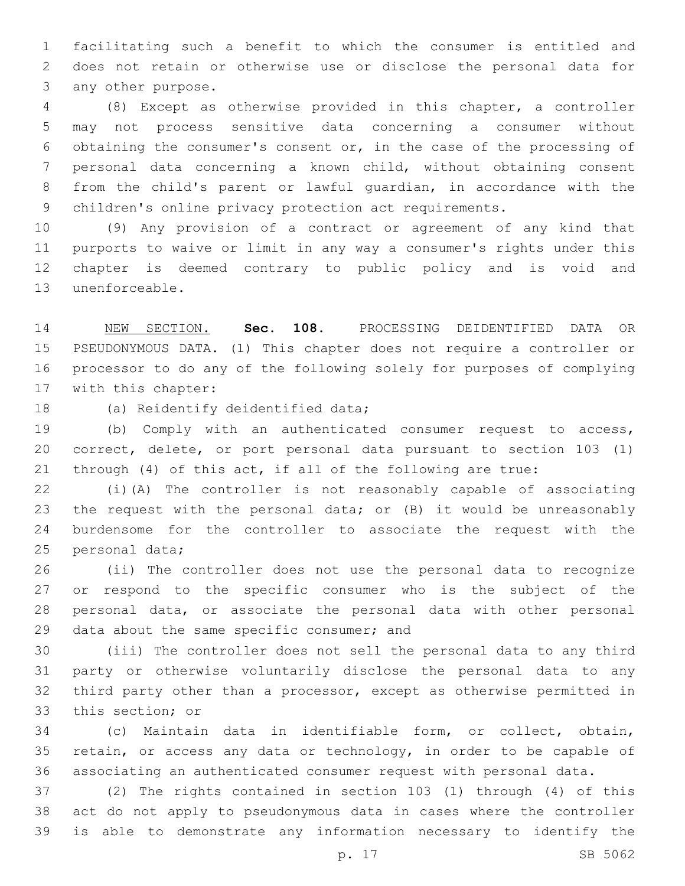facilitating such a benefit to which the consumer is entitled and does not retain or otherwise use or disclose the personal data for any other purpose.

(8) Except as otherwise provided in this chapter, a controller may not process sensitive data concerning a consumer without obtaining the consumer's consent or, in the case of the processing of personal data concerning a known child, without obtaining consent from the child's parent or lawful guardian, in accordance with the children's online privacy protection act requirements.

(9) Any provision of a contract or agreement of any kind that purports to waive or limit in any way a consumer's rights under this chapter is deemed contrary to public policy and is void and unenforceable.

NEW SECTION. **Sec. 108.** PROCESSING DEIDENTIFIED DATA OR PSEUDONYMOUS DATA. (1) This chapter does not require a controller or processor to do any of the following solely for purposes of complying with this chapter:

(a) Reidentify deidentified data;

(b) Comply with an authenticated consumer request to access, correct, delete, or port personal data pursuant to section 103 (1) through (4) of this act, if all of the following are true:

(i)(A) The controller is not reasonably capable of associating the request with the personal data; or (B) it would be unreasonably burdensome for the controller to associate the request with the personal data;

(ii) The controller does not use the personal data to recognize or respond to the specific consumer who is the subject of the personal data, or associate the personal data with other personal data about the same specific consumer; and

(iii) The controller does not sell the personal data to any third party or otherwise voluntarily disclose the personal data to any third party other than a processor, except as otherwise permitted in this section; or

(c) Maintain data in identifiable form, or collect, obtain, retain, or access any data or technology, in order to be capable of associating an authenticated consumer request with personal data.

(2) The rights contained in section 103 (1) through (4) of this act do not apply to pseudonymous data in cases where the controller is able to demonstrate any information necessary to identify the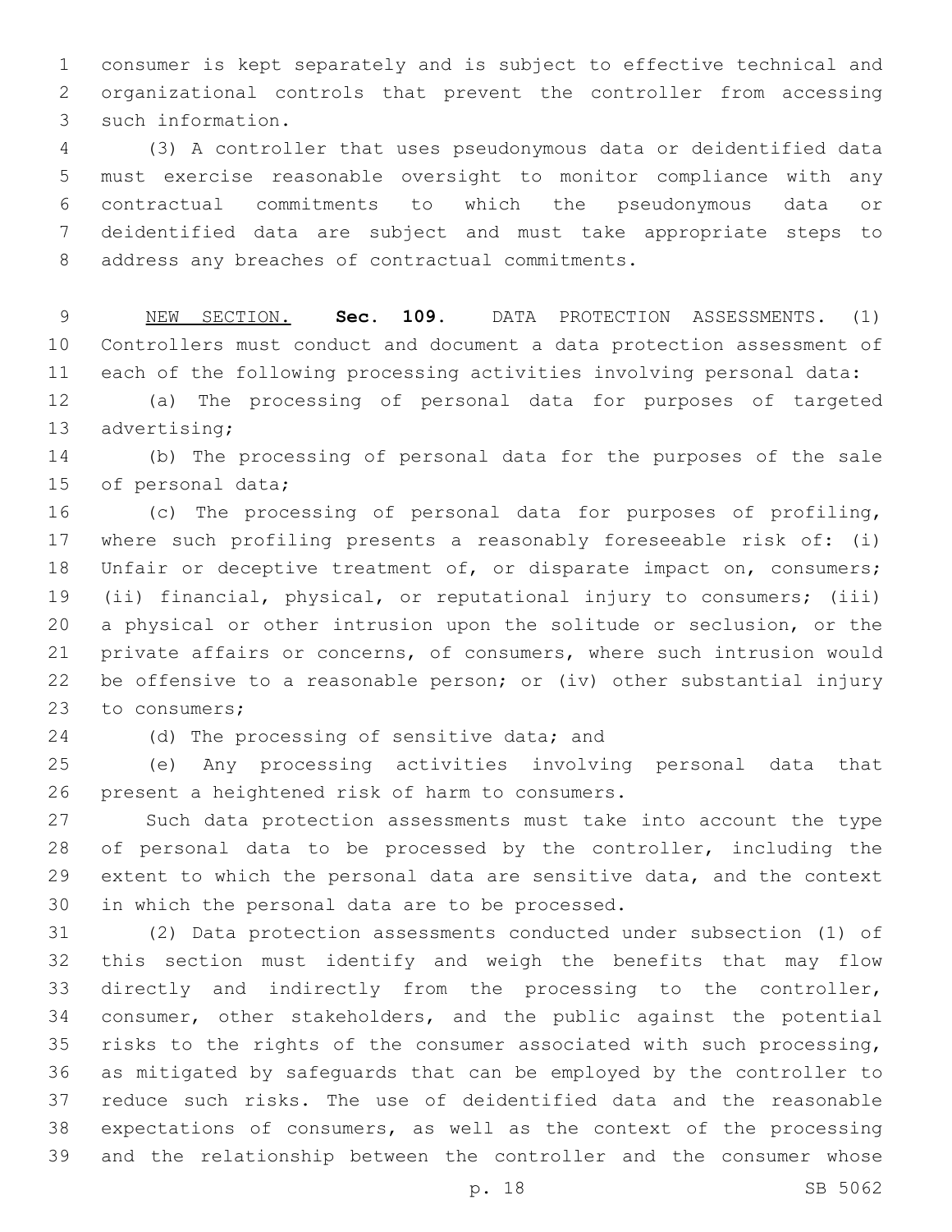consumer is kept separately and is subject to effective technical and organizational controls that prevent the controller from accessing such information.

(3) A controller that uses pseudonymous data or deidentified data must exercise reasonable oversight to monitor compliance with any contractual commitments to which the pseudonymous data or deidentified data are subject and must take appropriate steps to address any breaches of contractual commitments.

NEW SECTION. **Sec. 109.** DATA PROTECTION ASSESSMENTS. (1) Controllers must conduct and document a data protection assessment of each of the following processing activities involving personal data:

(a) The processing of personal data for purposes of targeted advertising;

(b) The processing of personal data for the purposes of the sale of personal data;

(c) The processing of personal data for purposes of profiling, where such profiling presents a reasonably foreseeable risk of: (i) Unfair or deceptive treatment of, or disparate impact on, consumers; (ii) financial, physical, or reputational injury to consumers; (iii) a physical or other intrusion upon the solitude or seclusion, or the private affairs or concerns, of consumers, where such intrusion would be offensive to a reasonable person; or (iv) other substantial injury to consumers;

(d) The processing of sensitive data; and

(e) Any processing activities involving personal data that present a heightened risk of harm to consumers.

Such data protection assessments must take into account the type of personal data to be processed by the controller, including the extent to which the personal data are sensitive data, and the context in which the personal data are to be processed.

(2) Data protection assessments conducted under subsection (1) of this section must identify and weigh the benefits that may flow directly and indirectly from the processing to the controller, consumer, other stakeholders, and the public against the potential risks to the rights of the consumer associated with such processing, as mitigated by safeguards that can be employed by the controller to reduce such risks. The use of deidentified data and the reasonable expectations of consumers, as well as the context of the processing and the relationship between the controller and the consumer whose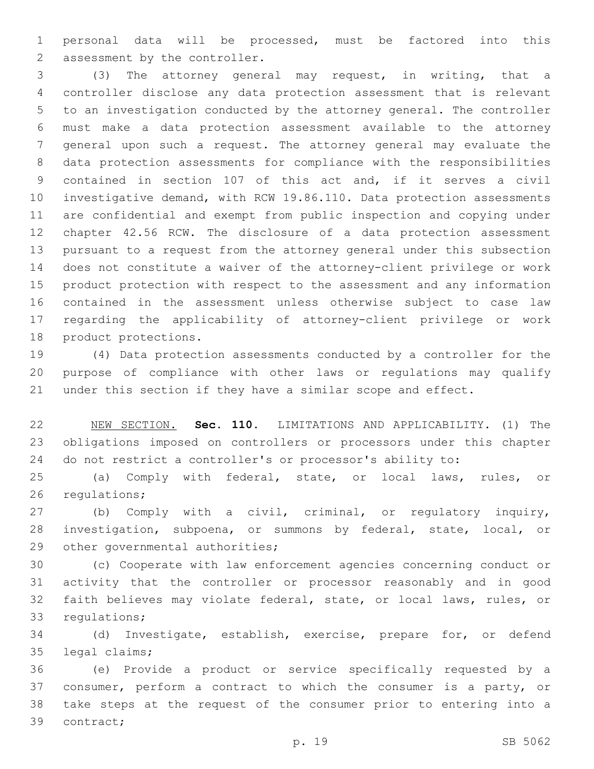personal data will be processed, must be factored into this assessment by the controller.

(3) The attorney general may request, in writing, that a controller disclose any data protection assessment that is relevant to an investigation conducted by the attorney general. The controller must make a data protection assessment available to the attorney general upon such a request. The attorney general may evaluate the data protection assessments for compliance with the responsibilities contained in section 107 of this act and, if it serves a civil investigative demand, with RCW 19.86.110. Data protection assessments are confidential and exempt from public inspection and copying under chapter 42.56 RCW. The disclosure of a data protection assessment pursuant to a request from the attorney general under this subsection does not constitute a waiver of the attorney-client privilege or work product protection with respect to the assessment and any information contained in the assessment unless otherwise subject to case law regarding the applicability of attorney-client privilege or work product protections.

(4) Data protection assessments conducted by a controller for the purpose of compliance with other laws or regulations may qualify under this section if they have a similar scope and effect.

NEW SECTION. **Sec. 110.** LIMITATIONS AND APPLICABILITY. (1) The obligations imposed on controllers or processors under this chapter do not restrict a controller's or processor's ability to:

(a) Comply with federal, state, or local laws, rules, or regulations;

(b) Comply with a civil, criminal, or regulatory inquiry, investigation, subpoena, or summons by federal, state, local, or other governmental authorities;

(c) Cooperate with law enforcement agencies concerning conduct or activity that the controller or processor reasonably and in good faith believes may violate federal, state, or local laws, rules, or regulations;

(d) Investigate, establish, exercise, prepare for, or defend legal claims;

(e) Provide a product or service specifically requested by a consumer, perform a contract to which the consumer is a party, or take steps at the request of the consumer prior to entering into a contract;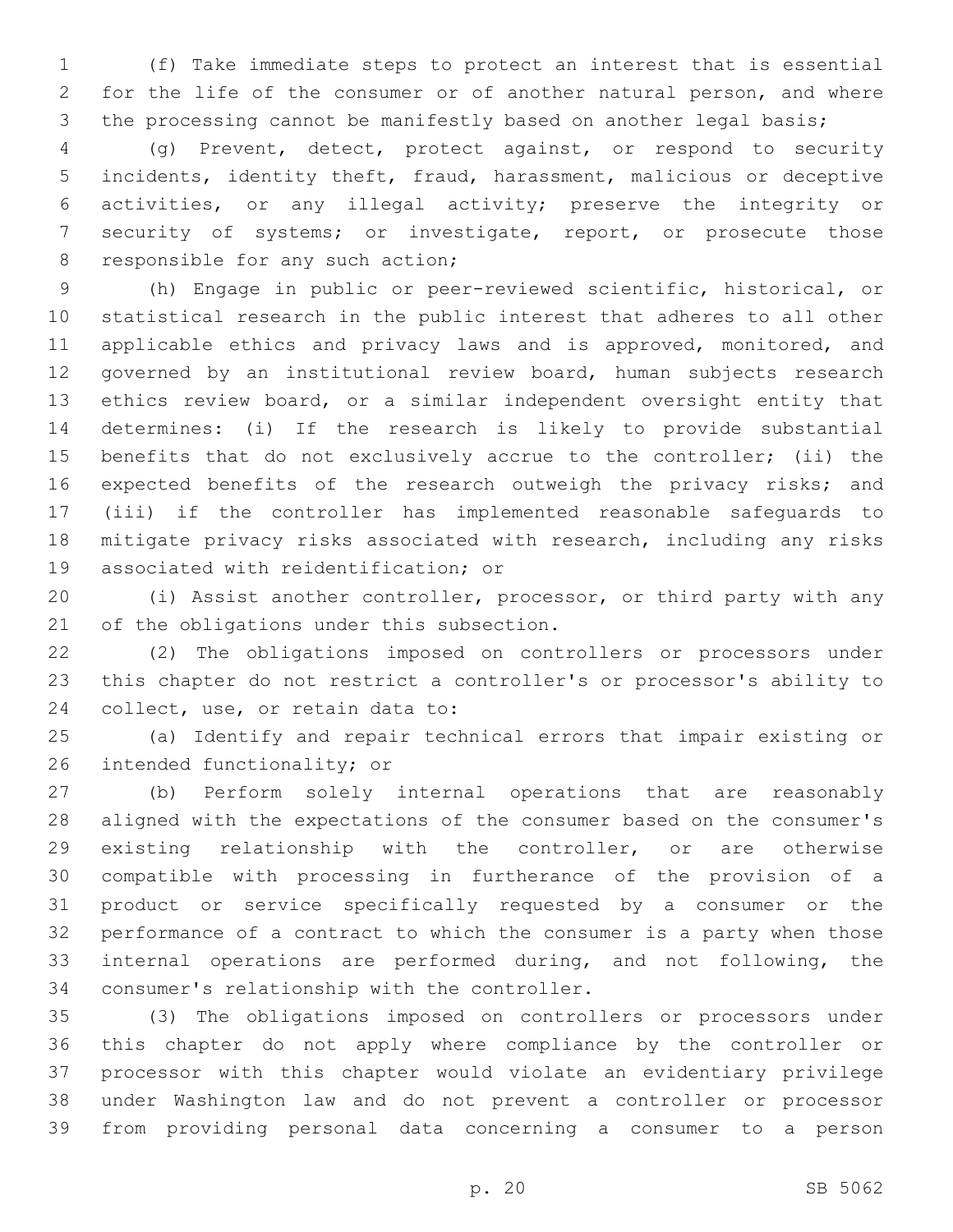(f) Take immediate steps to protect an interest that is essential for the life of the consumer or of another natural person, and where the processing cannot be manifestly based on another legal basis;

(g) Prevent, detect, protect against, or respond to security incidents, identity theft, fraud, harassment, malicious or deceptive activities, or any illegal activity; preserve the integrity or security of systems; or investigate, report, or prosecute those responsible for any such action;

(h) Engage in public or peer-reviewed scientific, historical, or statistical research in the public interest that adheres to all other applicable ethics and privacy laws and is approved, monitored, and governed by an institutional review board, human subjects research ethics review board, or a similar independent oversight entity that determines: (i) If the research is likely to provide substantial benefits that do not exclusively accrue to the controller; (ii) the expected benefits of the research outweigh the privacy risks; and (iii) if the controller has implemented reasonable safeguards to mitigate privacy risks associated with research, including any risks associated with reidentification; or

(i) Assist another controller, processor, or third party with any of the obligations under this subsection.

(2) The obligations imposed on controllers or processors under this chapter do not restrict a controller's or processor's ability to collect, use, or retain data to:

(a) Identify and repair technical errors that impair existing or intended functionality; or

(b) Perform solely internal operations that are reasonably aligned with the expectations of the consumer based on the consumer's existing relationship with the controller, or are otherwise compatible with processing in furtherance of the provision of a product or service specifically requested by a consumer or the performance of a contract to which the consumer is a party when those internal operations are performed during, and not following, the consumer's relationship with the controller.

(3) The obligations imposed on controllers or processors under this chapter do not apply where compliance by the controller or processor with this chapter would violate an evidentiary privilege under Washington law and do not prevent a controller or processor from providing personal data concerning a consumer to a person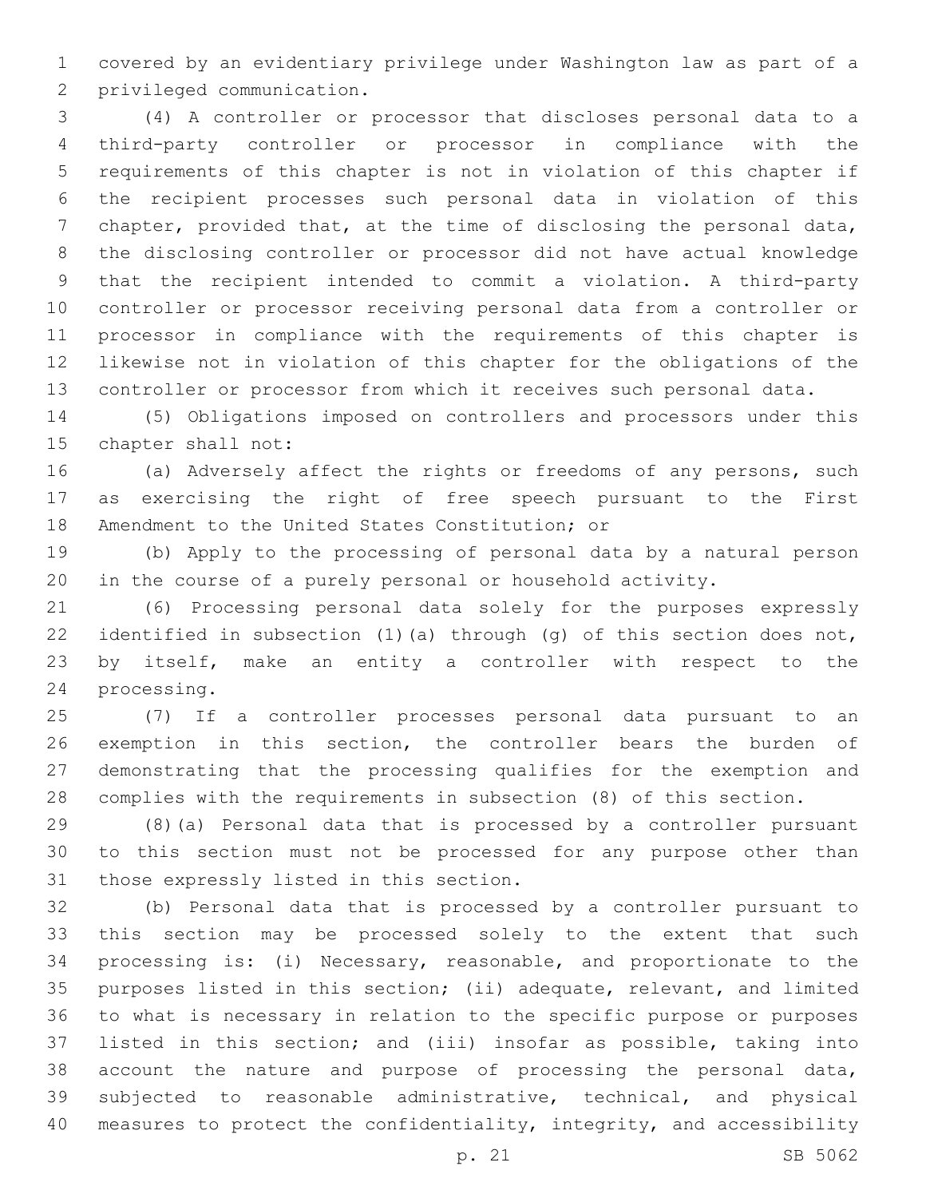covered by an evidentiary privilege under Washington law as part of a privileged communication.

(4) A controller or processor that discloses personal data to a third-party controller or processor in compliance with the requirements of this chapter is not in violation of this chapter if the recipient processes such personal data in violation of this chapter, provided that, at the time of disclosing the personal data, the disclosing controller or processor did not have actual knowledge that the recipient intended to commit a violation. A third-party controller or processor receiving personal data from a controller or processor in compliance with the requirements of this chapter is likewise not in violation of this chapter for the obligations of the controller or processor from which it receives such personal data.

(5) Obligations imposed on controllers and processors under this chapter shall not:

(a) Adversely affect the rights or freedoms of any persons, such as exercising the right of free speech pursuant to the First Amendment to the United States Constitution; or

(b) Apply to the processing of personal data by a natural person in the course of a purely personal or household activity.

(6) Processing personal data solely for the purposes expressly identified in subsection (1)(a) through (g) of this section does not, by itself, make an entity a controller with respect to the processing.

(7) If a controller processes personal data pursuant to an exemption in this section, the controller bears the burden of demonstrating that the processing qualifies for the exemption and complies with the requirements in subsection (8) of this section.

(8)(a) Personal data that is processed by a controller pursuant to this section must not be processed for any purpose other than those expressly listed in this section.

(b) Personal data that is processed by a controller pursuant to this section may be processed solely to the extent that such processing is: (i) Necessary, reasonable, and proportionate to the purposes listed in this section; (ii) adequate, relevant, and limited to what is necessary in relation to the specific purpose or purposes listed in this section; and (iii) insofar as possible, taking into account the nature and purpose of processing the personal data, subjected to reasonable administrative, technical, and physical measures to protect the confidentiality, integrity, and accessibility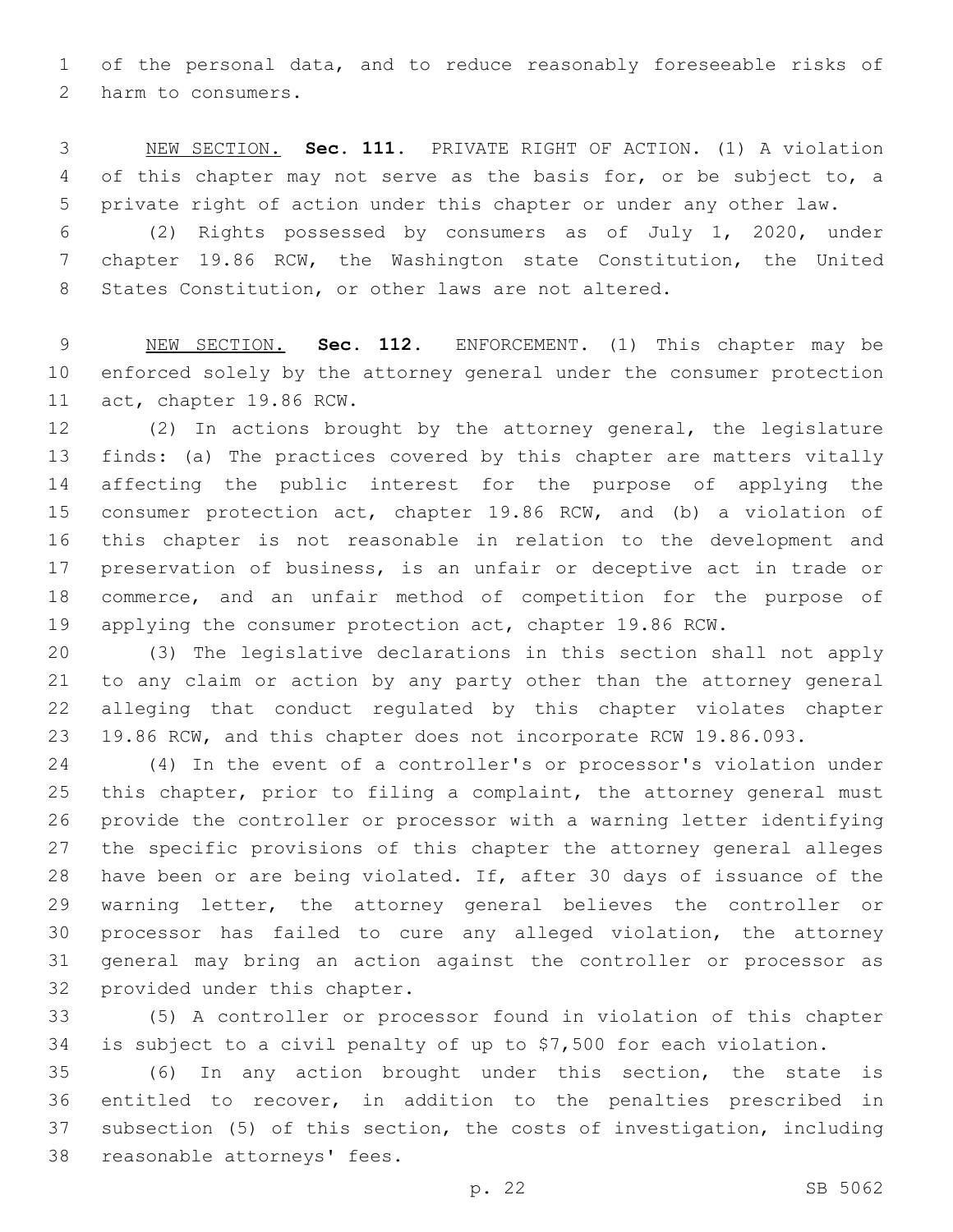of the personal data, and to reduce reasonably foreseeable risks of harm to consumers.

NEW SECTION. **Sec. 111.** PRIVATE RIGHT OF ACTION. (1) A violation of this chapter may not serve as the basis for, or be subject to, a private right of action under this chapter or under any other law.

(2) Rights possessed by consumers as of July 1, 2020, under chapter 19.86 RCW, the Washington state Constitution, the United States Constitution, or other laws are not altered.

NEW SECTION. **Sec. 112.** ENFORCEMENT. (1) This chapter may be enforced solely by the attorney general under the consumer protection act, chapter 19.86 RCW.

(2) In actions brought by the attorney general, the legislature finds: (a) The practices covered by this chapter are matters vitally affecting the public interest for the purpose of applying the consumer protection act, chapter 19.86 RCW, and (b) a violation of this chapter is not reasonable in relation to the development and preservation of business, is an unfair or deceptive act in trade or commerce, and an unfair method of competition for the purpose of applying the consumer protection act, chapter 19.86 RCW.

(3) The legislative declarations in this section shall not apply to any claim or action by any party other than the attorney general alleging that conduct regulated by this chapter violates chapter 19.86 RCW, and this chapter does not incorporate RCW 19.86.093.

(4) In the event of a controller's or processor's violation under this chapter, prior to filing a complaint, the attorney general must provide the controller or processor with a warning letter identifying the specific provisions of this chapter the attorney general alleges have been or are being violated. If, after 30 days of issuance of the warning letter, the attorney general believes the controller or processor has failed to cure any alleged violation, the attorney general may bring an action against the controller or processor as provided under this chapter.

(5) A controller or processor found in violation of this chapter is subject to a civil penalty of up to $7,500 for each violation.

(6) In any action brought under this section, the state is entitled to recover, in addition to the penalties prescribed in subsection (5) of this section, the costs of investigation, including reasonable attorneys' fees.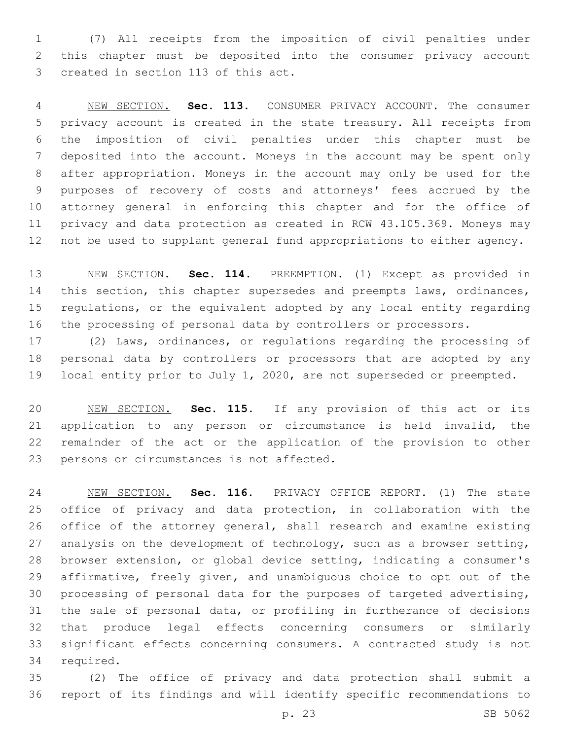(7) All receipts from the imposition of civil penalties under this chapter must be deposited into the consumer privacy account created in section 113 of this act.

NEW SECTION. **Sec. 113.** CONSUMER PRIVACY ACCOUNT. The consumer privacy account is created in the state treasury. All receipts from the imposition of civil penalties under this chapter must be deposited into the account. Moneys in the account may be spent only after appropriation. Moneys in the account may only be used for the purposes of recovery of costs and attorneys' fees accrued by the attorney general in enforcing this chapter and for the office of privacy and data protection as created in RCW 43.105.369. Moneys may not be used to supplant general fund appropriations to either agency.

NEW SECTION. **Sec. 114.** PREEMPTION. (1) Except as provided in this section, this chapter supersedes and preempts laws, ordinances, regulations, or the equivalent adopted by any local entity regarding the processing of personal data by controllers or processors.

(2) Laws, ordinances, or regulations regarding the processing of personal data by controllers or processors that are adopted by any local entity prior to July 1, 2020, are not superseded or preempted.

NEW SECTION. **Sec. 115.** If any provision of this act or its application to any person or circumstance is held invalid, the remainder of the act or the application of the provision to other persons or circumstances is not affected.

NEW SECTION. **Sec. 116.** PRIVACY OFFICE REPORT. (1) The state office of privacy and data protection, in collaboration with the office of the attorney general, shall research and examine existing analysis on the development of technology, such as a browser setting, browser extension, or global device setting, indicating a consumer's affirmative, freely given, and unambiguous choice to opt out of the processing of personal data for the purposes of targeted advertising, the sale of personal data, or profiling in furtherance of decisions that produce legal effects concerning consumers or similarly significant effects concerning consumers. A contracted study is not required.

(2) The office of privacy and data protection shall submit a report of its findings and will identify specific recommendations to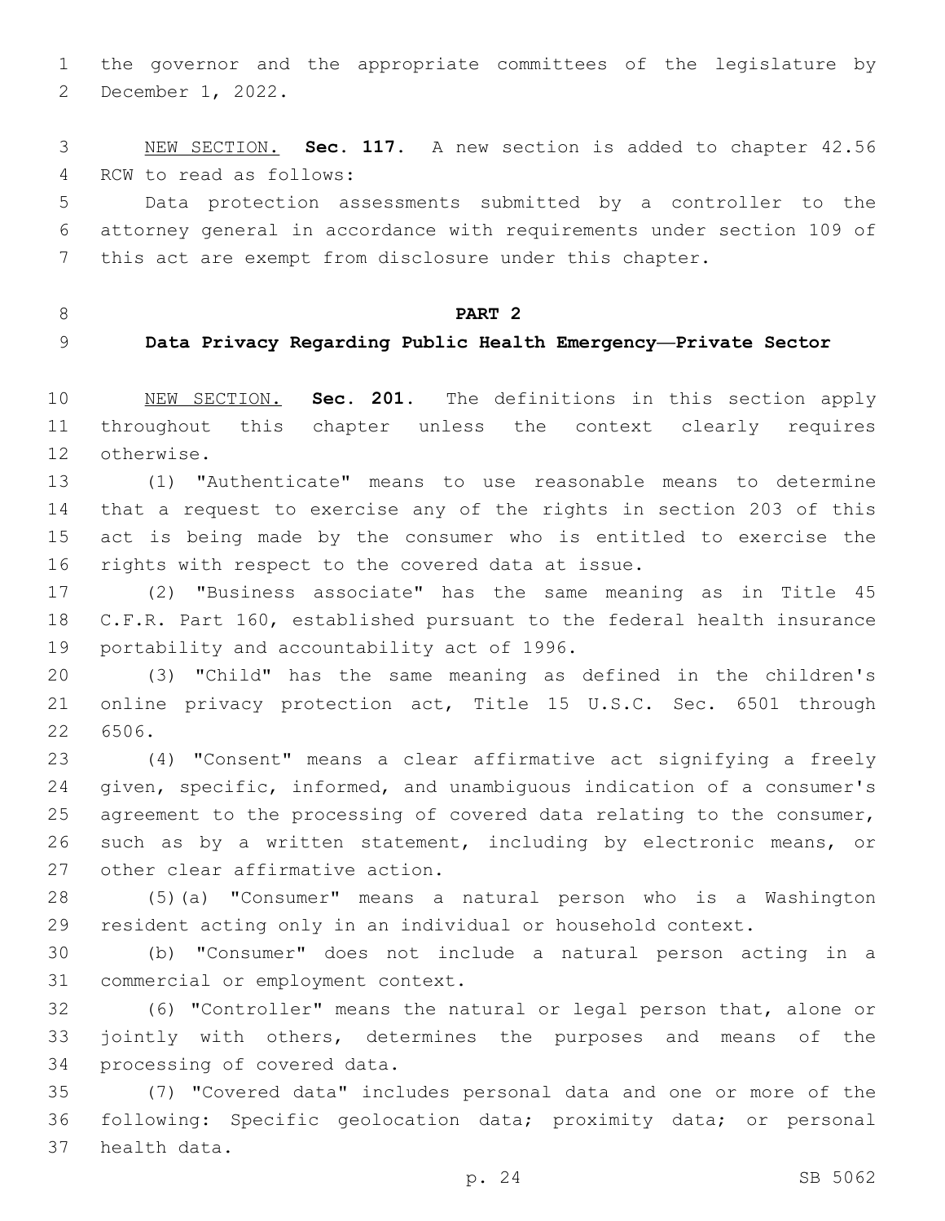the governor and the appropriate committees of the legislature by December 1, 2022.

NEW SECTION. **Sec. 117.** A new section is added to chapter 42.56 RCW to read as follows:

Data protection assessments submitted by a controller to the attorney general in accordance with requirements under section 109 of this act are exempt from disclosure under this chapter.

## PART 2

## Data Privacy Regarding Public Health Emergency—Private Sector

NEW SECTION. **Sec. 201.** The definitions in this section apply throughout this chapter unless the context clearly requires otherwise.

(1) "Authenticate" means to use reasonable means to determine that a request to exercise any of the rights in section 203 of this act is being made by the consumer who is entitled to exercise the rights with respect to the covered data at issue.

(2) "Business associate" has the same meaning as in Title 45 C.F.R. Part 160, established pursuant to the federal health insurance portability and accountability act of 1996.

(3) "Child" has the same meaning as defined in the children's online privacy protection act, Title 15 U.S.C. Sec. 6501 through 6506.

(4) "Consent" means a clear affirmative act signifying a freely given, specific, informed, and unambiguous indication of a consumer's agreement to the processing of covered data relating to the consumer, such as by a written statement, including by electronic means, or other clear affirmative action.

(5)(a) "Consumer" means a natural person who is a Washington resident acting only in an individual or household context.

(b) "Consumer" does not include a natural person acting in a commercial or employment context.

(6) "Controller" means the natural or legal person that, alone or jointly with others, determines the purposes and means of the processing of covered data.

(7) "Covered data" includes personal data and one or more of the following: Specific geolocation data; proximity data; or personal health data.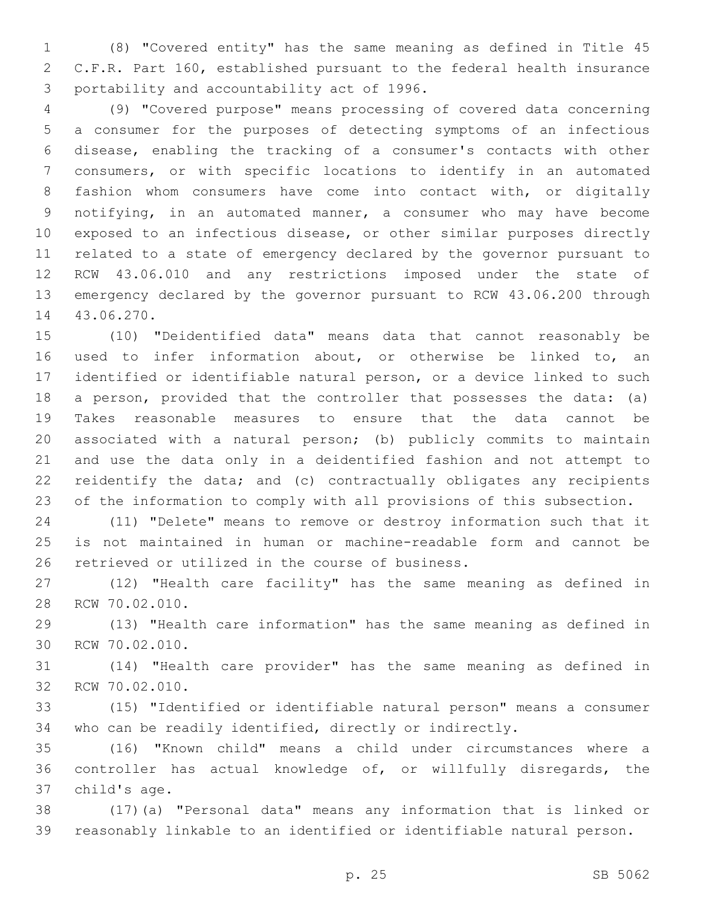(8) "Covered entity" has the same meaning as defined in Title 45 C.F.R. Part 160, established pursuant to the federal health insurance portability and accountability act of 1996.

(9) "Covered purpose" means processing of covered data concerning a consumer for the purposes of detecting symptoms of an infectious disease, enabling the tracking of a consumer's contacts with other consumers, or with specific locations to identify in an automated fashion whom consumers have come into contact with, or digitally notifying, in an automated manner, a consumer who may have become exposed to an infectious disease, or other similar purposes directly related to a state of emergency declared by the governor pursuant to RCW 43.06.010 and any restrictions imposed under the state of emergency declared by the governor pursuant to RCW 43.06.200 through 43.06.270.

(10) "Deidentified data" means data that cannot reasonably be used to infer information about, or otherwise be linked to, an identified or identifiable natural person, or a device linked to such a person, provided that the controller that possesses the data: (a) Takes reasonable measures to ensure that the data cannot be associated with a natural person; (b) publicly commits to maintain and use the data only in a deidentified fashion and not attempt to reidentify the data; and (c) contractually obligates any recipients of the information to comply with all provisions of this subsection.

(11) "Delete" means to remove or destroy information such that it is not maintained in human or machine-readable form and cannot be retrieved or utilized in the course of business.

(12) "Health care facility" has the same meaning as defined in RCW 70.02.010.

(13) "Health care information" has the same meaning as defined in RCW 70.02.010.

(14) "Health care provider" has the same meaning as defined in RCW 70.02.010.

(15) "Identified or identifiable natural person" means a consumer who can be readily identified, directly or indirectly.

(16) "Known child" means a child under circumstances where a controller has actual knowledge of, or willfully disregards, the child's age.

(17)(a) "Personal data" means any information that is linked or reasonably linkable to an identified or identifiable natural person.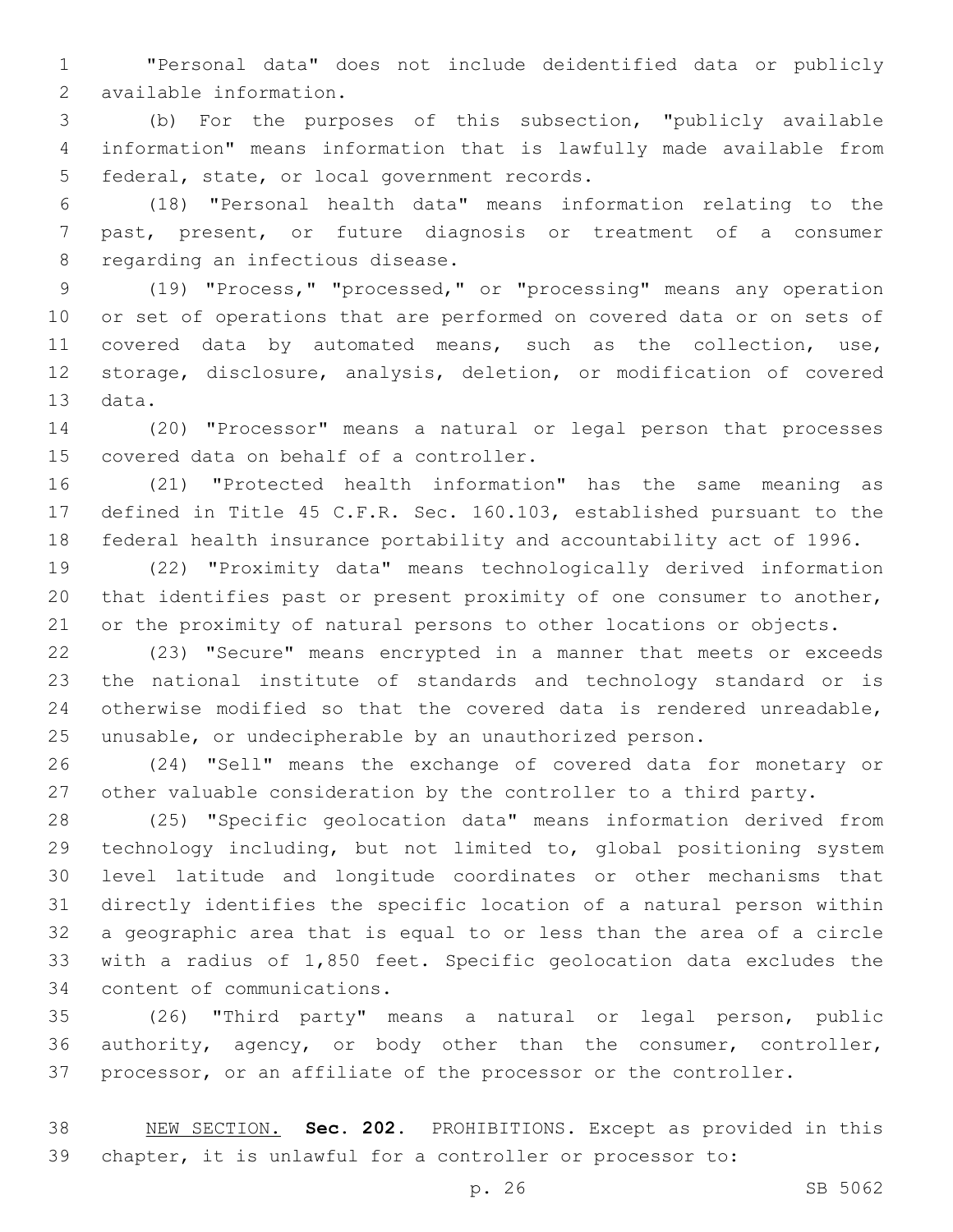"Personal data" does not include deidentified data or publicly available information.

(b) For the purposes of this subsection, "publicly available information" means information that is lawfully made available from federal, state, or local government records.

(18) "Personal health data" means information relating to the past, present, or future diagnosis or treatment of a consumer regarding an infectious disease.

(19) "Process," "processed," or "processing" means any operation or set of operations that are performed on covered data or on sets of covered data by automated means, such as the collection, use, storage, disclosure, analysis, deletion, or modification of covered data.

(20) "Processor" means a natural or legal person that processes covered data on behalf of a controller.

(21) "Protected health information" has the same meaning as defined in Title 45 C.F.R. Sec. 160.103, established pursuant to the federal health insurance portability and accountability act of 1996.

(22) "Proximity data" means technologically derived information that identifies past or present proximity of one consumer to another, or the proximity of natural persons to other locations or objects.

(23) "Secure" means encrypted in a manner that meets or exceeds the national institute of standards and technology standard or is otherwise modified so that the covered data is rendered unreadable, unusable, or undecipherable by an unauthorized person.

(24) "Sell" means the exchange of covered data for monetary or other valuable consideration by the controller to a third party.

(25) "Specific geolocation data" means information derived from technology including, but not limited to, global positioning system level latitude and longitude coordinates or other mechanisms that directly identifies the specific location of a natural person within a geographic area that is equal to or less than the area of a circle with a radius of 1,850 feet. Specific geolocation data excludes the content of communications.

(26) "Third party" means a natural or legal person, public authority, agency, or body other than the consumer, controller, processor, or an affiliate of the processor or the controller.

NEW SECTION. **Sec. 202.** PROHIBITIONS. Except as provided in this chapter, it is unlawful for a controller or processor to: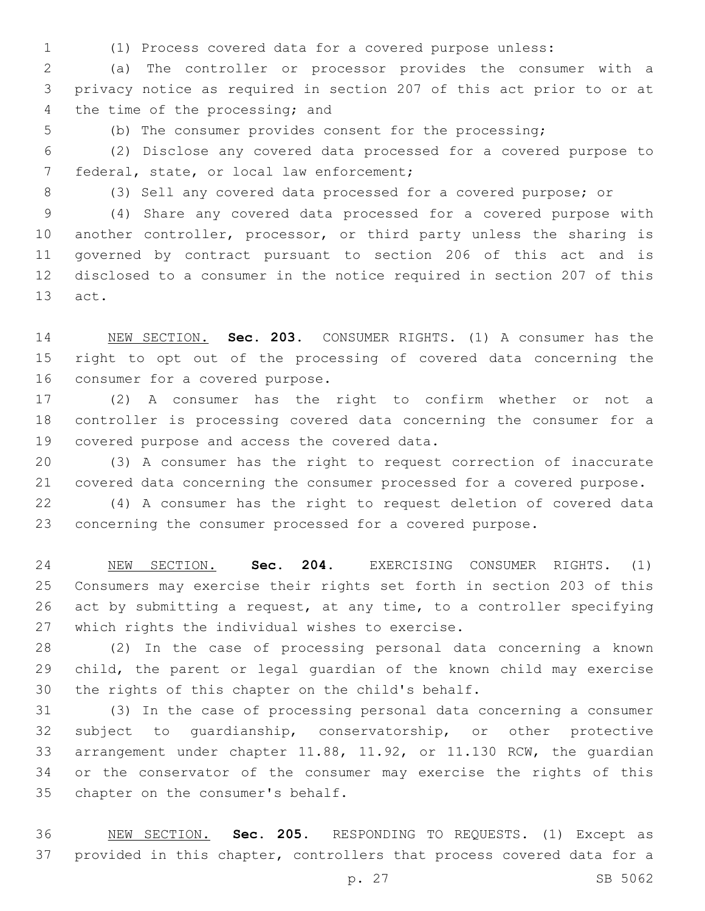(1) Process covered data for a covered purpose unless:

(a) The controller or processor provides the consumer with a privacy notice as required in section 207 of this act prior to or at the time of the processing; and

(b) The consumer provides consent for the processing;

(2) Disclose any covered data processed for a covered purpose to federal, state, or local law enforcement;

(3) Sell any covered data processed for a covered purpose; or

(4) Share any covered data processed for a covered purpose with another controller, processor, or third party unless the sharing is governed by contract pursuant to section 206 of this act and is disclosed to a consumer in the notice required in section 207 of this act.

NEW SECTION. **Sec. 203.** CONSUMER RIGHTS. (1) A consumer has the right to opt out of the processing of covered data concerning the consumer for a covered purpose.

(2) A consumer has the right to confirm whether or not a controller is processing covered data concerning the consumer for a covered purpose and access the covered data.

(3) A consumer has the right to request correction of inaccurate covered data concerning the consumer processed for a covered purpose.

(4) A consumer has the right to request deletion of covered data concerning the consumer processed for a covered purpose.

NEW SECTION. **Sec. 204.** EXERCISING CONSUMER RIGHTS. (1) Consumers may exercise their rights set forth in section 203 of this act by submitting a request, at any time, to a controller specifying which rights the individual wishes to exercise.

(2) In the case of processing personal data concerning a known child, the parent or legal guardian of the known child may exercise the rights of this chapter on the child's behalf.

(3) In the case of processing personal data concerning a consumer subject to guardianship, conservatorship, or other protective arrangement under chapter 11.88, 11.92, or 11.130 RCW, the guardian or the conservator of the consumer may exercise the rights of this chapter on the consumer's behalf.

NEW SECTION. **Sec. 205.** RESPONDING TO REQUESTS. (1) Except as provided in this chapter, controllers that process covered data for a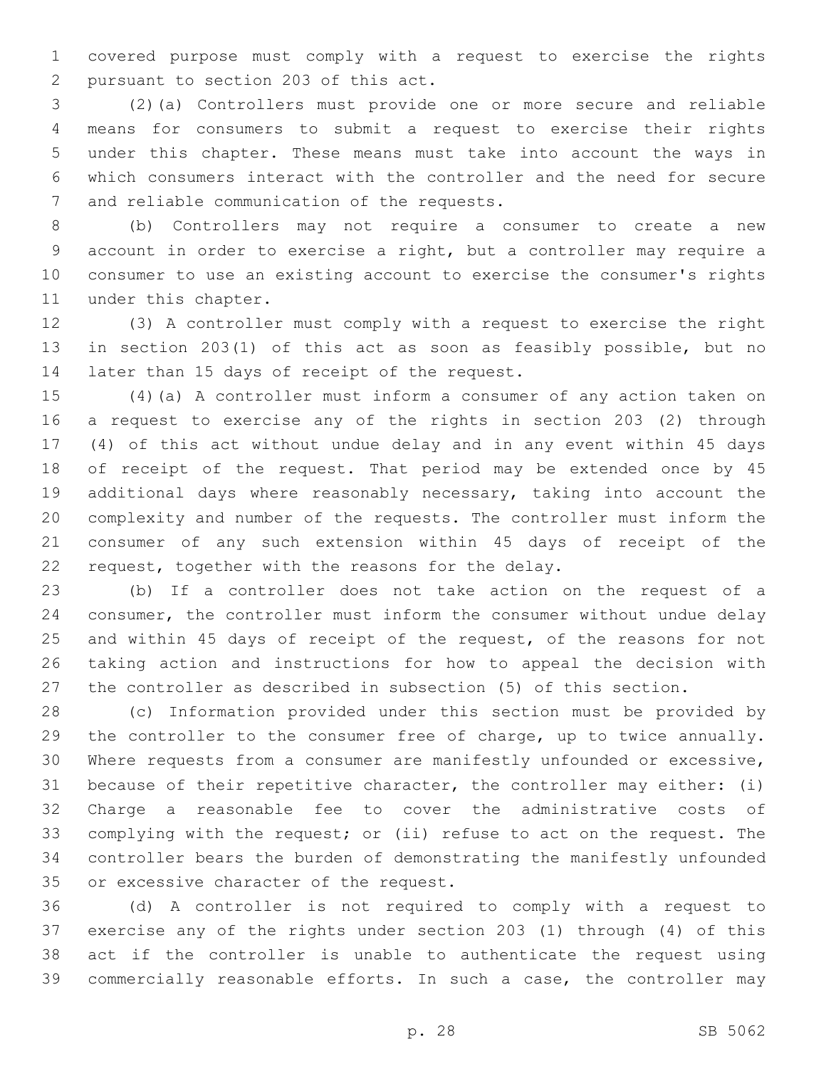covered purpose must comply with a request to exercise the rights pursuant to section 203 of this act.

(2)(a) Controllers must provide one or more secure and reliable means for consumers to submit a request to exercise their rights under this chapter. These means must take into account the ways in which consumers interact with the controller and the need for secure and reliable communication of the requests.

(b) Controllers may not require a consumer to create a new account in order to exercise a right, but a controller may require a consumer to use an existing account to exercise the consumer's rights under this chapter.

(3) A controller must comply with a request to exercise the right in section 203(1) of this act as soon as feasibly possible, but no later than 15 days of receipt of the request.

(4)(a) A controller must inform a consumer of any action taken on a request to exercise any of the rights in section 203 (2) through (4) of this act without undue delay and in any event within 45 days of receipt of the request. That period may be extended once by 45 additional days where reasonably necessary, taking into account the complexity and number of the requests. The controller must inform the consumer of any such extension within 45 days of receipt of the request, together with the reasons for the delay.

(b) If a controller does not take action on the request of a consumer, the controller must inform the consumer without undue delay and within 45 days of receipt of the request, of the reasons for not taking action and instructions for how to appeal the decision with the controller as described in subsection (5) of this section.

(c) Information provided under this section must be provided by the controller to the consumer free of charge, up to twice annually. Where requests from a consumer are manifestly unfounded or excessive, because of their repetitive character, the controller may either: (i) Charge a reasonable fee to cover the administrative costs of complying with the request; or (ii) refuse to act on the request. The controller bears the burden of demonstrating the manifestly unfounded or excessive character of the request.

(d) A controller is not required to comply with a request to exercise any of the rights under section 203 (1) through (4) of this act if the controller is unable to authenticate the request using commercially reasonable efforts. In such a case, the controller may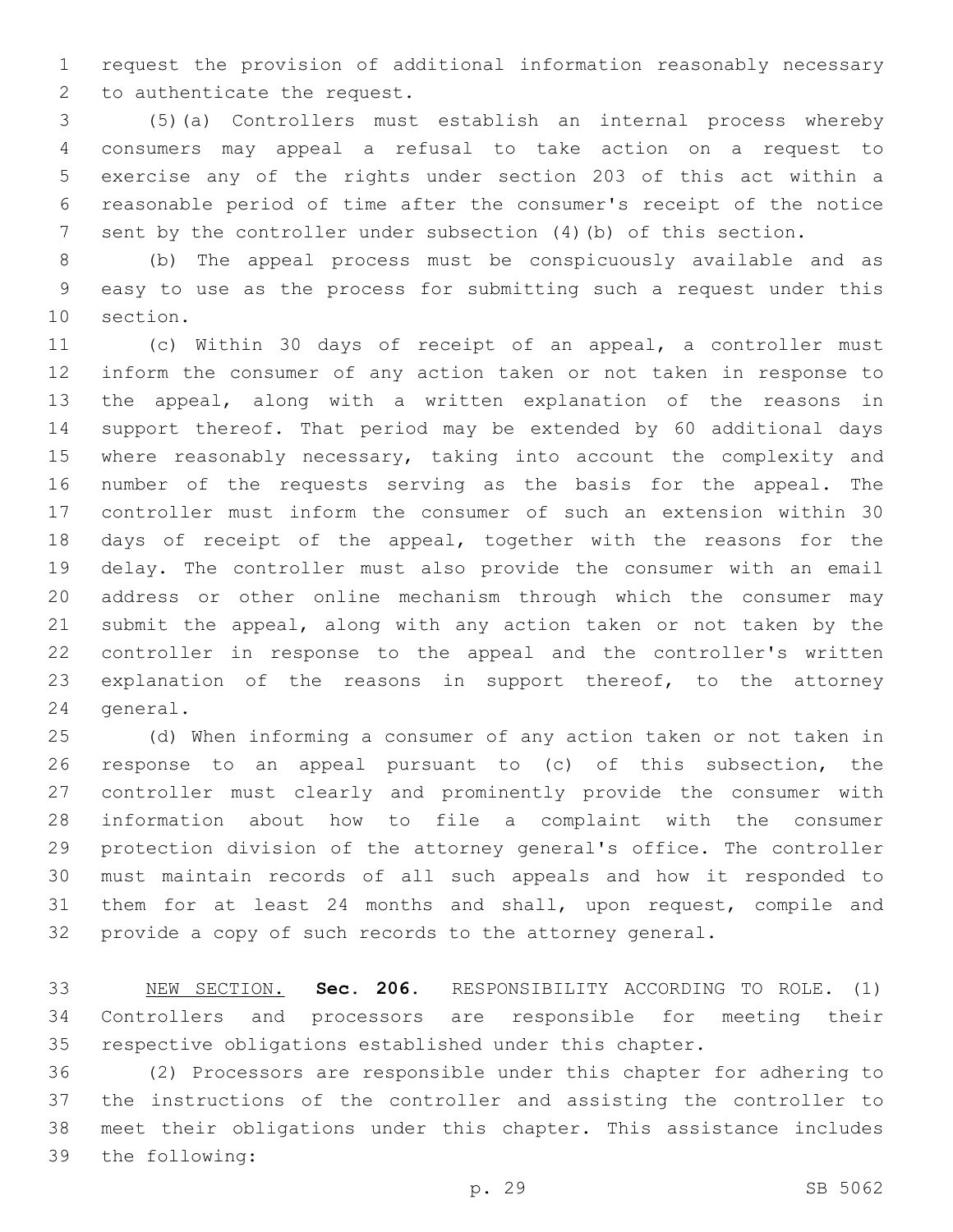request the provision of additional information reasonably necessary to authenticate the request.

(5)(a) Controllers must establish an internal process whereby consumers may appeal a refusal to take action on a request to exercise any of the rights under section 203 of this act within a reasonable period of time after the consumer's receipt of the notice sent by the controller under subsection (4)(b) of this section.

(b) The appeal process must be conspicuously available and as easy to use as the process for submitting such a request under this section.

(c) Within 30 days of receipt of an appeal, a controller must inform the consumer of any action taken or not taken in response to the appeal, along with a written explanation of the reasons in support thereof. That period may be extended by 60 additional days where reasonably necessary, taking into account the complexity and number of the requests serving as the basis for the appeal. The controller must inform the consumer of such an extension within 30 days of receipt of the appeal, together with the reasons for the delay. The controller must also provide the consumer with an email address or other online mechanism through which the consumer may submit the appeal, along with any action taken or not taken by the controller in response to the appeal and the controller's written explanation of the reasons in support thereof, to the attorney general.

(d) When informing a consumer of any action taken or not taken in response to an appeal pursuant to (c) of this subsection, the controller must clearly and prominently provide the consumer with information about how to file a complaint with the consumer protection division of the attorney general's office. The controller must maintain records of all such appeals and how it responded to them for at least 24 months and shall, upon request, compile and provide a copy of such records to the attorney general.

NEW SECTION. **Sec. 206.** RESPONSIBILITY ACCORDING TO ROLE. (1) Controllers and processors are responsible for meeting their respective obligations established under this chapter.

(2) Processors are responsible under this chapter for adhering to the instructions of the controller and assisting the controller to meet their obligations under this chapter. This assistance includes the following: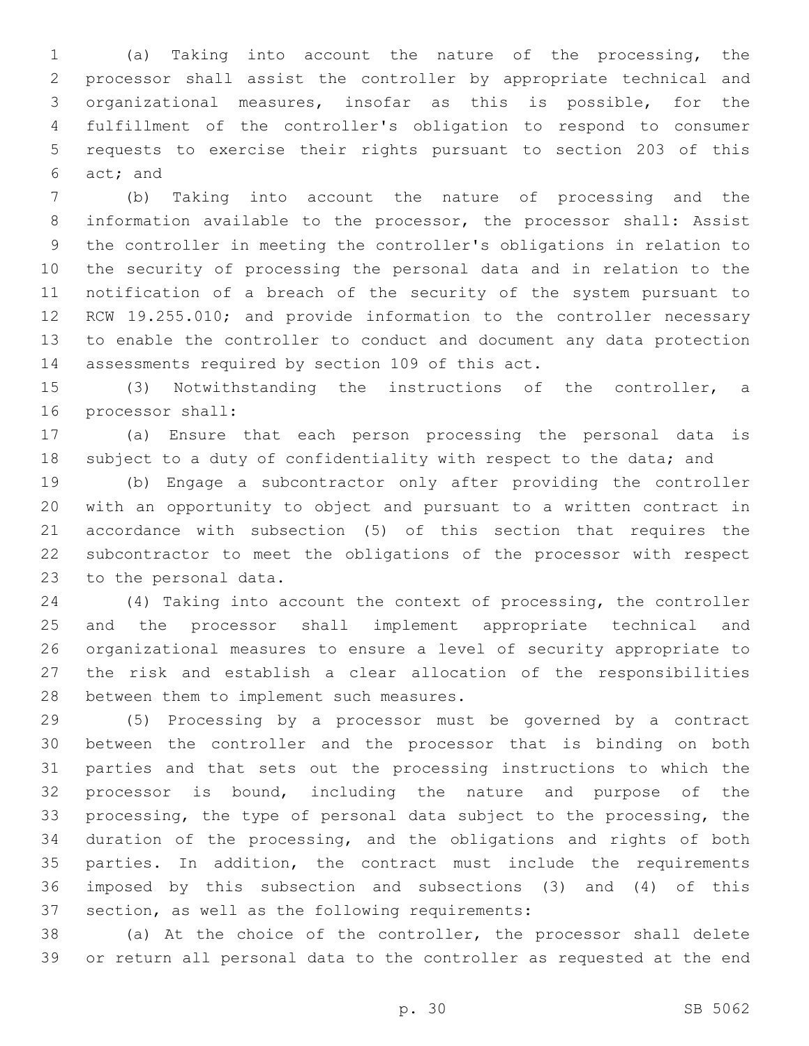(a) Taking into account the nature of the processing, the processor shall assist the controller by appropriate technical and organizational measures, insofar as this is possible, for the fulfillment of the controller's obligation to respond to consumer requests to exercise their rights pursuant to section 203 of this act; and

(b) Taking into account the nature of processing and the information available to the processor, the processor shall: Assist the controller in meeting the controller's obligations in relation to the security of processing the personal data and in relation to the notification of a breach of the security of the system pursuant to RCW 19.255.010; and provide information to the controller necessary to enable the controller to conduct and document any data protection assessments required by section 109 of this act.

(3) Notwithstanding the instructions of the controller, a processor shall:

(a) Ensure that each person processing the personal data is subject to a duty of confidentiality with respect to the data; and

(b) Engage a subcontractor only after providing the controller with an opportunity to object and pursuant to a written contract in accordance with subsection (5) of this section that requires the subcontractor to meet the obligations of the processor with respect to the personal data.

(4) Taking into account the context of processing, the controller and the processor shall implement appropriate technical and organizational measures to ensure a level of security appropriate to the risk and establish a clear allocation of the responsibilities between them to implement such measures.

(5) Processing by a processor must be governed by a contract between the controller and the processor that is binding on both parties and that sets out the processing instructions to which the processor is bound, including the nature and purpose of the processing, the type of personal data subject to the processing, the duration of the processing, and the obligations and rights of both parties. In addition, the contract must include the requirements imposed by this subsection and subsections (3) and (4) of this section, as well as the following requirements:

(a) At the choice of the controller, the processor shall delete or return all personal data to the controller as requested at the end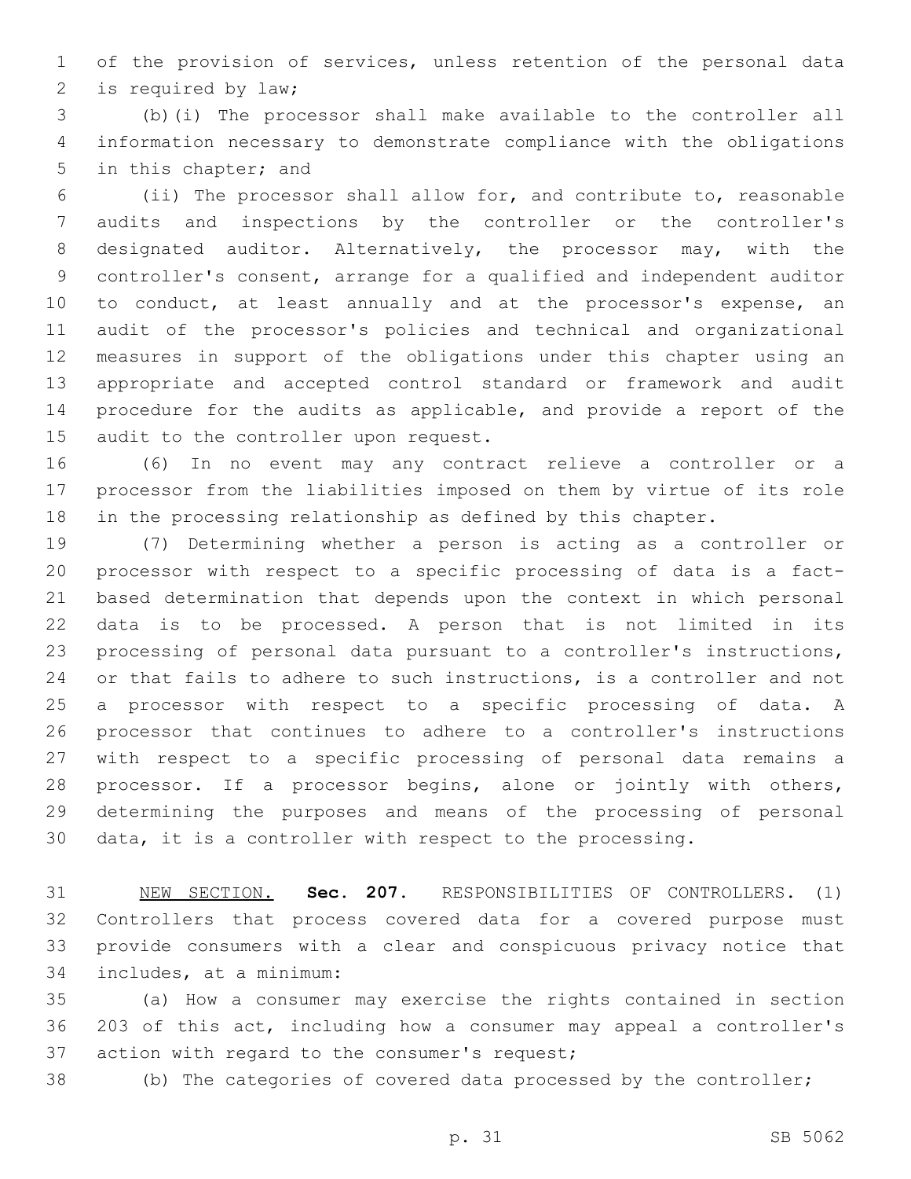of the provision of services, unless retention of the personal data is required by law;

(b)(i) The processor shall make available to the controller all information necessary to demonstrate compliance with the obligations in this chapter; and

(ii) The processor shall allow for, and contribute to, reasonable audits and inspections by the controller or the controller's designated auditor. Alternatively, the processor may, with the controller's consent, arrange for a qualified and independent auditor to conduct, at least annually and at the processor's expense, an audit of the processor's policies and technical and organizational measures in support of the obligations under this chapter using an appropriate and accepted control standard or framework and audit procedure for the audits as applicable, and provide a report of the audit to the controller upon request.

(6) In no event may any contract relieve a controller or a processor from the liabilities imposed on them by virtue of its role in the processing relationship as defined by this chapter.

(7) Determining whether a person is acting as a controller or processor with respect to a specific processing of data is a fact-based determination that depends upon the context in which personal data is to be processed. A person that is not limited in its processing of personal data pursuant to a controller's instructions, or that fails to adhere to such instructions, is a controller and not a processor with respect to a specific processing of data. A processor that continues to adhere to a controller's instructions with respect to a specific processing of personal data remains a processor. If a processor begins, alone or jointly with others, determining the purposes and means of the processing of personal data, it is a controller with respect to the processing.

NEW SECTION. **Sec. 207.** RESPONSIBILITIES OF CONTROLLERS. (1) Controllers that process covered data for a covered purpose must provide consumers with a clear and conspicuous privacy notice that includes, at a minimum:

(a) How a consumer may exercise the rights contained in section 203 of this act, including how a consumer may appeal a controller's action with regard to the consumer's request;

(b) The categories of covered data processed by the controller;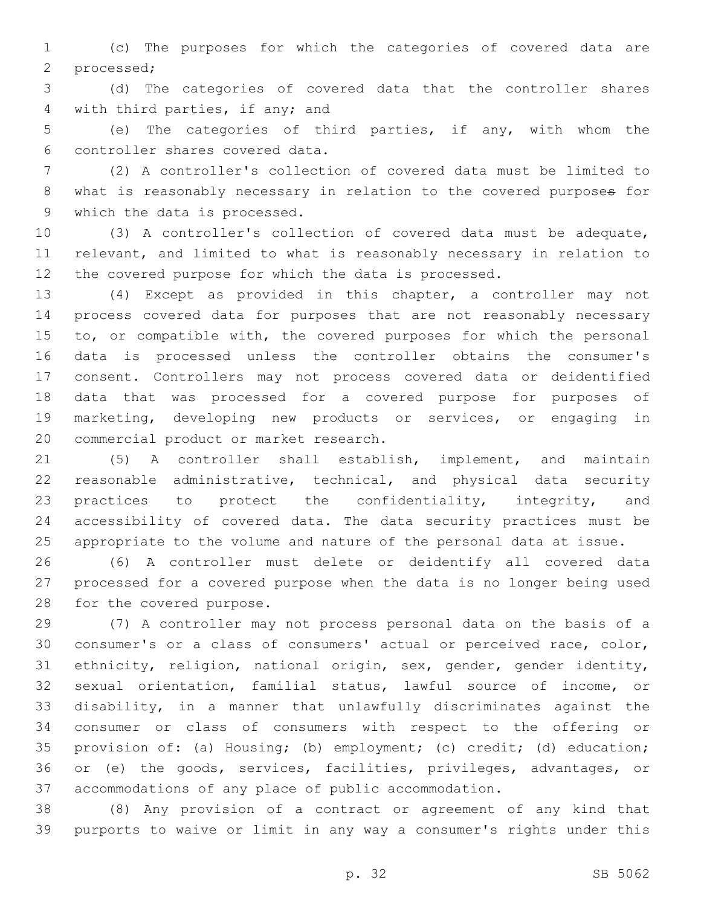(c) The purposes for which the categories of covered data are processed;

(d) The categories of covered data that the controller shares with third parties, if any; and

(e) The categories of third parties, if any, with whom the controller shares covered data.

(2) A controller's collection of covered data must be limited to what is reasonably necessary in relation to the covered purpose~~s~~ for which the data is processed.

(3) A controller's collection of covered data must be adequate, relevant, and limited to what is reasonably necessary in relation to the covered purpose for which the data is processed.

(4) Except as provided in this chapter, a controller may not process covered data for purposes that are not reasonably necessary to, or compatible with, the covered purposes for which the personal data is processed unless the controller obtains the consumer's consent. Controllers may not process covered data or deidentified data that was processed for a covered purpose for purposes of marketing, developing new products or services, or engaging in commercial product or market research.

(5) A controller shall establish, implement, and maintain reasonable administrative, technical, and physical data security practices to protect the confidentiality, integrity, and accessibility of covered data. The data security practices must be appropriate to the volume and nature of the personal data at issue.

(6) A controller must delete or deidentify all covered data processed for a covered purpose when the data is no longer being used for the covered purpose.

(7) A controller may not process personal data on the basis of a consumer's or a class of consumers' actual or perceived race, color, ethnicity, religion, national origin, sex, gender, gender identity, sexual orientation, familial status, lawful source of income, or disability, in a manner that unlawfully discriminates against the consumer or class of consumers with respect to the offering or provision of: (a) Housing; (b) employment; (c) credit; (d) education; or (e) the goods, services, facilities, privileges, advantages, or accommodations of any place of public accommodation.

(8) Any provision of a contract or agreement of any kind that purports to waive or limit in any way a consumer's rights under this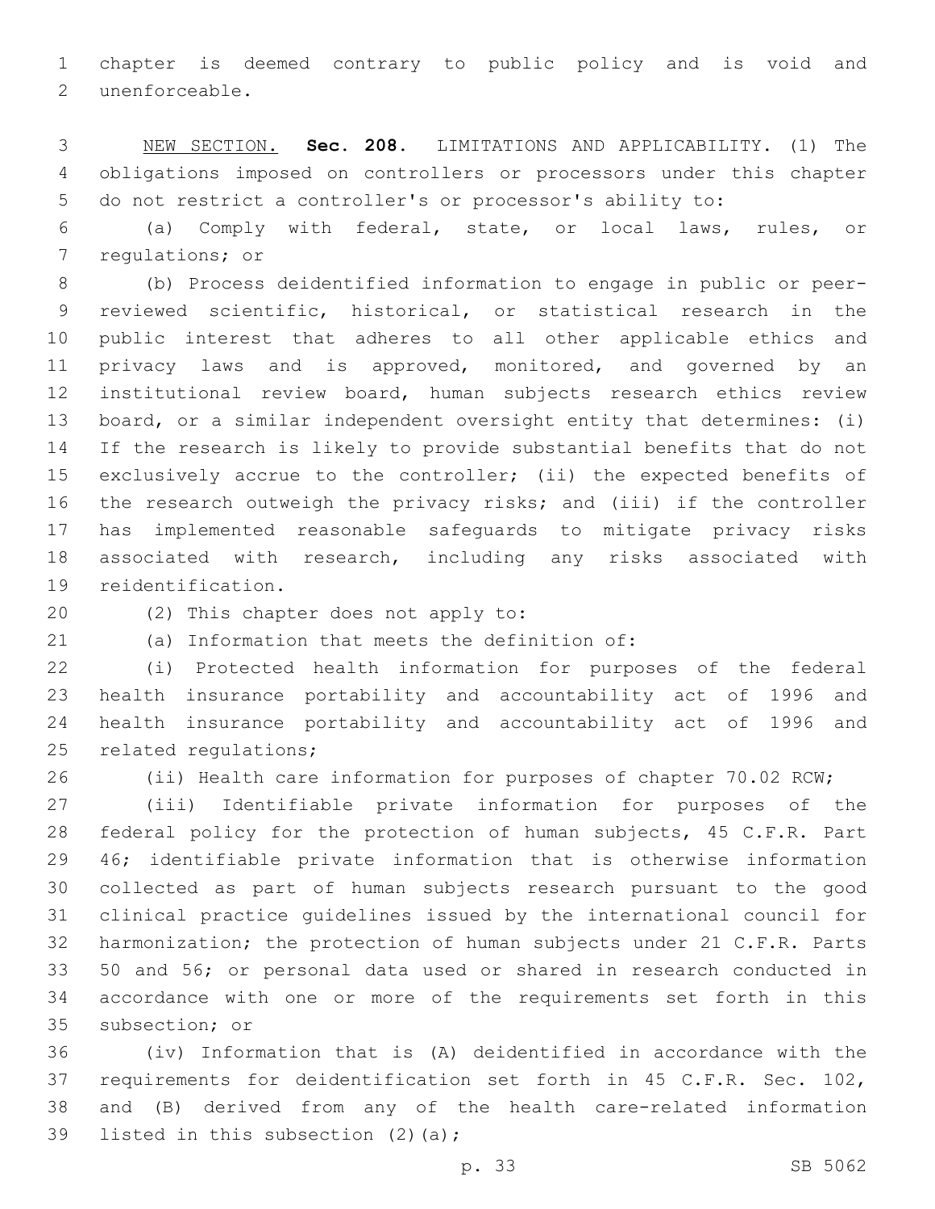chapter is deemed contrary to public policy and is void and unenforceable.

NEW SECTION. **Sec. 208.** LIMITATIONS AND APPLICABILITY. (1) The obligations imposed on controllers or processors under this chapter do not restrict a controller's or processor's ability to:

(a) Comply with federal, state, or local laws, rules, or regulations; or

(b) Process deidentified information to engage in public or peer-reviewed scientific, historical, or statistical research in the public interest that adheres to all other applicable ethics and privacy laws and is approved, monitored, and governed by an institutional review board, human subjects research ethics review board, or a similar independent oversight entity that determines: (i) If the research is likely to provide substantial benefits that do not exclusively accrue to the controller; (ii) the expected benefits of the research outweigh the privacy risks; and (iii) if the controller has implemented reasonable safeguards to mitigate privacy risks associated with research, including any risks associated with reidentification.

(2) This chapter does not apply to:

(a) Information that meets the definition of:

(i) Protected health information for purposes of the federal health insurance portability and accountability act of 1996 and health insurance portability and accountability act of 1996 and related regulations;

(ii) Health care information for purposes of chapter 70.02 RCW;

(iii) Identifiable private information for purposes of the federal policy for the protection of human subjects, 45 C.F.R. Part 46; identifiable private information that is otherwise information collected as part of human subjects research pursuant to the good clinical practice guidelines issued by the international council for harmonization; the protection of human subjects under 21 C.F.R. Parts 50 and 56; or personal data used or shared in research conducted in accordance with one or more of the requirements set forth in this subsection; or

(iv) Information that is (A) deidentified in accordance with the requirements for deidentification set forth in 45 C.F.R. Sec. 102, and (B) derived from any of the health care-related information listed in this subsection (2)(a);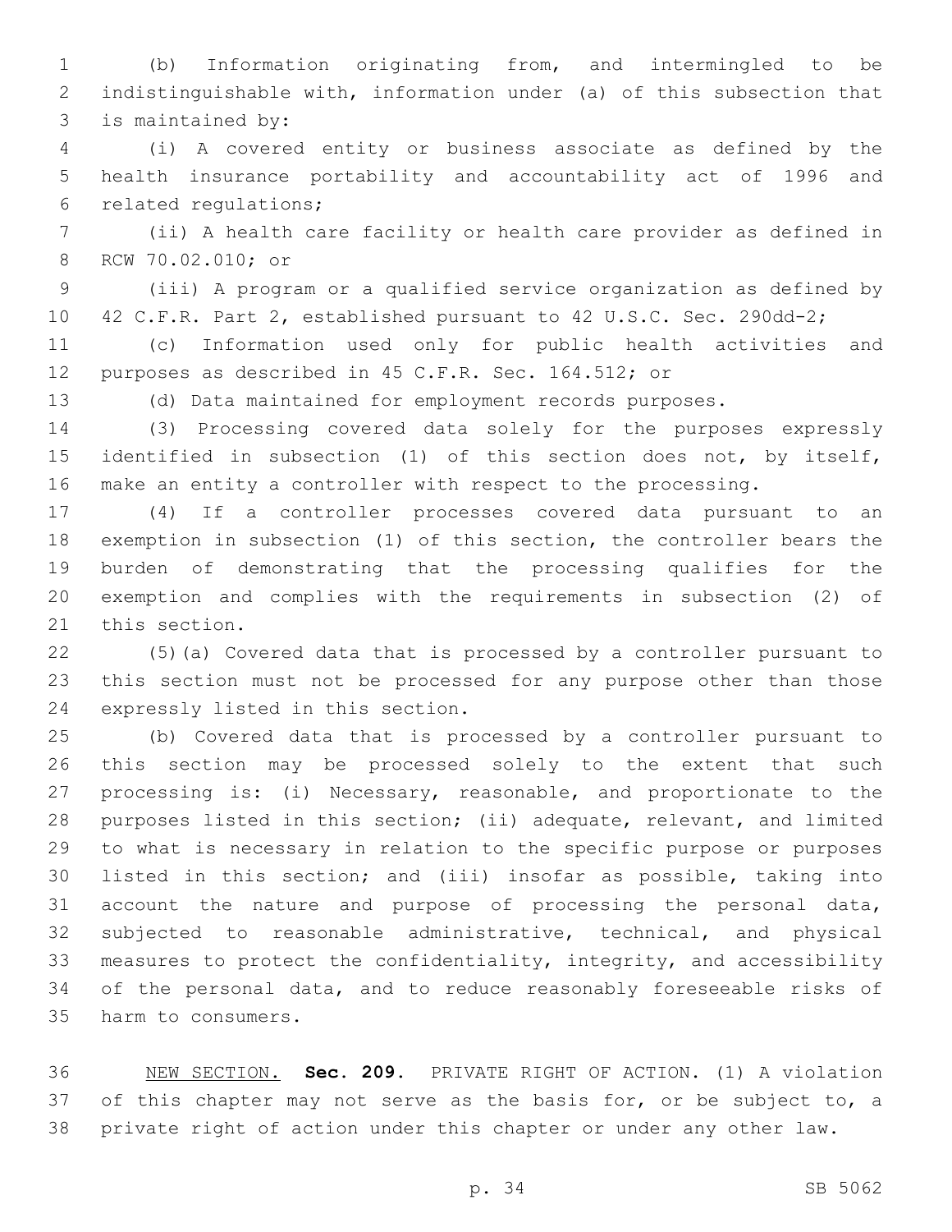(b) Information originating from, and intermingled to be indistinguishable with, information under (a) of this subsection that is maintained by:

(i) A covered entity or business associate as defined by the health insurance portability and accountability act of 1996 and related regulations;

(ii) A health care facility or health care provider as defined in RCW 70.02.010; or

(iii) A program or a qualified service organization as defined by 42 C.F.R. Part 2, established pursuant to 42 U.S.C. Sec. 290dd-2;

(c) Information used only for public health activities and purposes as described in 45 C.F.R. Sec. 164.512; or

(d) Data maintained for employment records purposes.

(3) Processing covered data solely for the purposes expressly identified in subsection (1) of this section does not, by itself, make an entity a controller with respect to the processing.

(4) If a controller processes covered data pursuant to an exemption in subsection (1) of this section, the controller bears the burden of demonstrating that the processing qualifies for the exemption and complies with the requirements in subsection (2) of this section.

(5)(a) Covered data that is processed by a controller pursuant to this section must not be processed for any purpose other than those expressly listed in this section.

(b) Covered data that is processed by a controller pursuant to this section may be processed solely to the extent that such processing is: (i) Necessary, reasonable, and proportionate to the purposes listed in this section; (ii) adequate, relevant, and limited to what is necessary in relation to the specific purpose or purposes listed in this section; and (iii) insofar as possible, taking into account the nature and purpose of processing the personal data, subjected to reasonable administrative, technical, and physical measures to protect the confidentiality, integrity, and accessibility of the personal data, and to reduce reasonably foreseeable risks of harm to consumers.

NEW SECTION. **Sec. 209.** PRIVATE RIGHT OF ACTION. (1) A violation of this chapter may not serve as the basis for, or be subject to, a private right of action under this chapter or under any other law.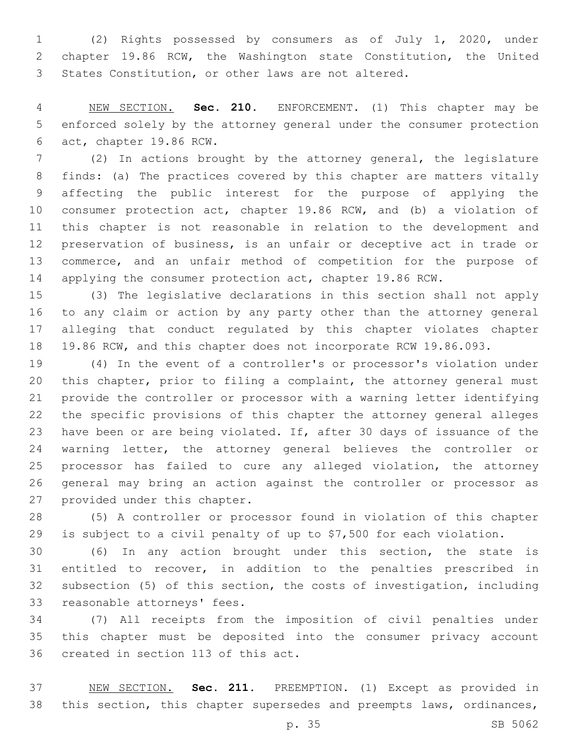(2) Rights possessed by consumers as of July 1, 2020, under chapter 19.86 RCW, the Washington state Constitution, the United States Constitution, or other laws are not altered.

NEW SECTION. **Sec. 210.** ENFORCEMENT. (1) This chapter may be enforced solely by the attorney general under the consumer protection act, chapter 19.86 RCW.

(2) In actions brought by the attorney general, the legislature finds: (a) The practices covered by this chapter are matters vitally affecting the public interest for the purpose of applying the consumer protection act, chapter 19.86 RCW, and (b) a violation of this chapter is not reasonable in relation to the development and preservation of business, is an unfair or deceptive act in trade or commerce, and an unfair method of competition for the purpose of applying the consumer protection act, chapter 19.86 RCW.

(3) The legislative declarations in this section shall not apply to any claim or action by any party other than the attorney general alleging that conduct regulated by this chapter violates chapter 19.86 RCW, and this chapter does not incorporate RCW 19.86.093.

(4) In the event of a controller's or processor's violation under this chapter, prior to filing a complaint, the attorney general must provide the controller or processor with a warning letter identifying the specific provisions of this chapter the attorney general alleges have been or are being violated. If, after 30 days of issuance of the warning letter, the attorney general believes the controller or processor has failed to cure any alleged violation, the attorney general may bring an action against the controller or processor as provided under this chapter.

(5) A controller or processor found in violation of this chapter is subject to a civil penalty of up to $7,500 for each violation.

(6) In any action brought under this section, the state is entitled to recover, in addition to the penalties prescribed in subsection (5) of this section, the costs of investigation, including reasonable attorneys' fees.

(7) All receipts from the imposition of civil penalties under this chapter must be deposited into the consumer privacy account created in section 113 of this act.

NEW SECTION. **Sec. 211.** PREEMPTION. (1) Except as provided in this section, this chapter supersedes and preempts laws, ordinances,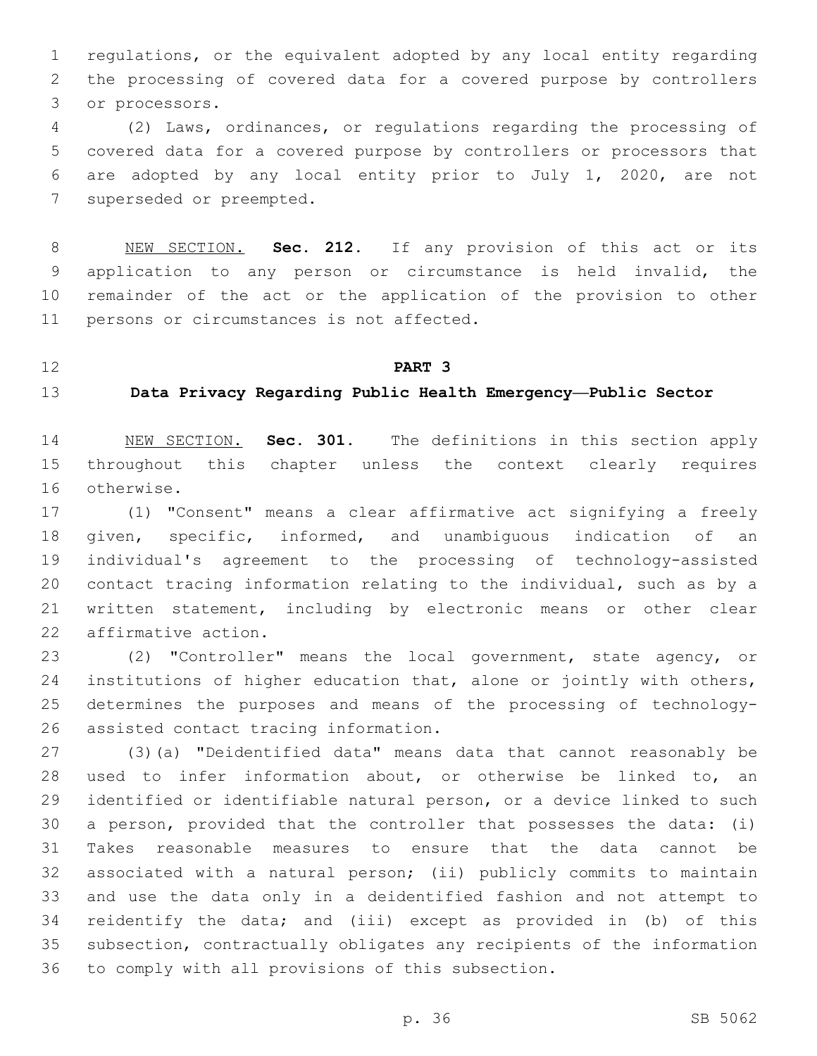regulations, or the equivalent adopted by any local entity regarding the processing of covered data for a covered purpose by controllers or processors.

(2) Laws, ordinances, or regulations regarding the processing of covered data for a covered purpose by controllers or processors that are adopted by any local entity prior to July 1, 2020, are not superseded or preempted.

NEW SECTION. **Sec. 212.** If any provision of this act or its application to any person or circumstance is held invalid, the remainder of the act or the application of the provision to other persons or circumstances is not affected.

## PART 3

### Data Privacy Regarding Public Health Emergency—Public Sector

NEW SECTION. **Sec. 301.** The definitions in this section apply throughout this chapter unless the context clearly requires otherwise.

(1) "Consent" means a clear affirmative act signifying a freely given, specific, informed, and unambiguous indication of an individual's agreement to the processing of technology-assisted contact tracing information relating to the individual, such as by a written statement, including by electronic means or other clear affirmative action.

(2) "Controller" means the local government, state agency, or institutions of higher education that, alone or jointly with others, determines the purposes and means of the processing of technology-assisted contact tracing information.

(3)(a) "Deidentified data" means data that cannot reasonably be used to infer information about, or otherwise be linked to, an identified or identifiable natural person, or a device linked to such a person, provided that the controller that possesses the data: (i) Takes reasonable measures to ensure that the data cannot be associated with a natural person; (ii) publicly commits to maintain and use the data only in a deidentified fashion and not attempt to reidentify the data; and (iii) except as provided in (b) of this subsection, contractually obligates any recipients of the information to comply with all provisions of this subsection.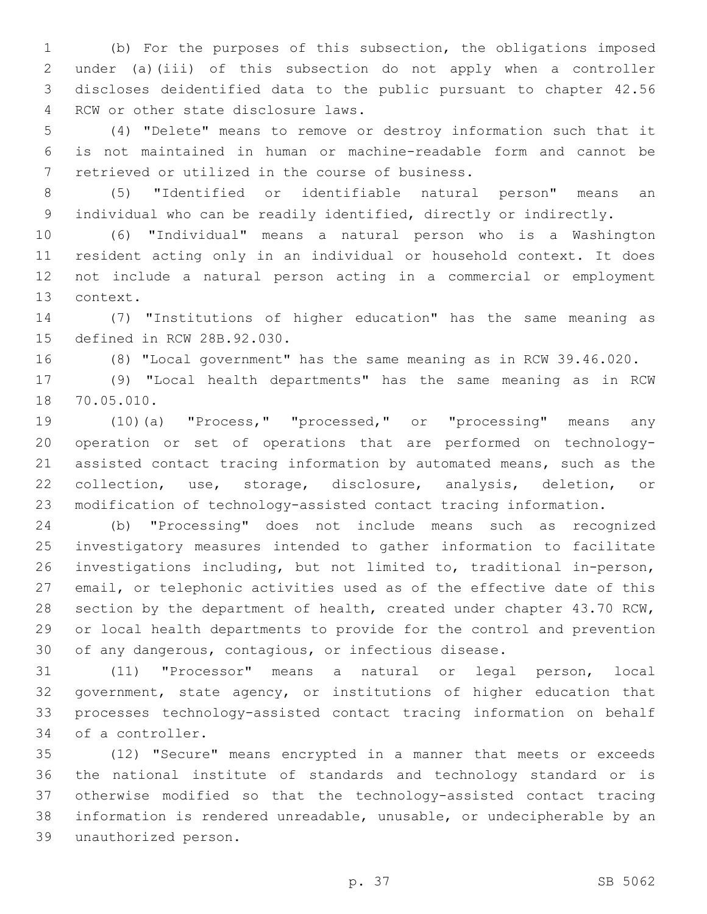(b) For the purposes of this subsection, the obligations imposed under (a)(iii) of this subsection do not apply when a controller discloses deidentified data to the public pursuant to chapter 42.56 RCW or other state disclosure laws.

(4) "Delete" means to remove or destroy information such that it is not maintained in human or machine-readable form and cannot be retrieved or utilized in the course of business.

(5) "Identified or identifiable natural person" means an individual who can be readily identified, directly or indirectly.

(6) "Individual" means a natural person who is a Washington resident acting only in an individual or household context. It does not include a natural person acting in a commercial or employment context.

(7) "Institutions of higher education" has the same meaning as defined in RCW 28B.92.030.

(8) "Local government" has the same meaning as in RCW 39.46.020.

(9) "Local health departments" has the same meaning as in RCW 70.05.010.

(10)(a) "Process," "processed," or "processing" means any operation or set of operations that are performed on technology-assisted contact tracing information by automated means, such as the collection, use, storage, disclosure, analysis, deletion, or modification of technology-assisted contact tracing information.

(b) "Processing" does not include means such as recognized investigatory measures intended to gather information to facilitate investigations including, but not limited to, traditional in-person, email, or telephonic activities used as of the effective date of this section by the department of health, created under chapter 43.70 RCW, or local health departments to provide for the control and prevention of any dangerous, contagious, or infectious disease.

(11) "Processor" means a natural or legal person, local government, state agency, or institutions of higher education that processes technology-assisted contact tracing information on behalf of a controller.

(12) "Secure" means encrypted in a manner that meets or exceeds the national institute of standards and technology standard or is otherwise modified so that the technology-assisted contact tracing information is rendered unreadable, unusable, or undecipherable by an unauthorized person.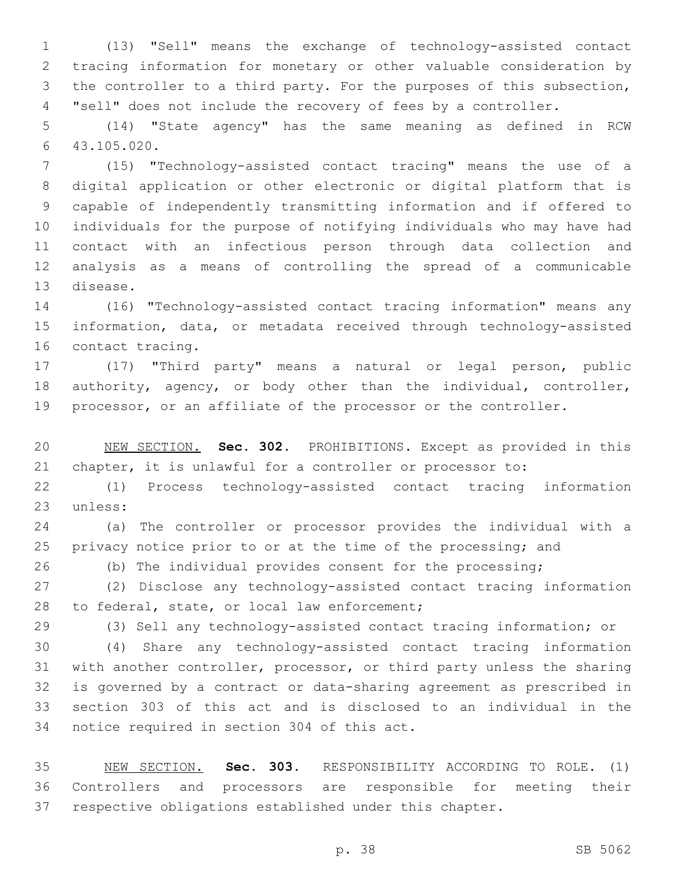(13) "Sell" means the exchange of technology-assisted contact tracing information for monetary or other valuable consideration by the controller to a third party. For the purposes of this subsection, "sell" does not include the recovery of fees by a controller.

(14) "State agency" has the same meaning as defined in RCW 43.105.020.

(15) "Technology-assisted contact tracing" means the use of a digital application or other electronic or digital platform that is capable of independently transmitting information and if offered to individuals for the purpose of notifying individuals who may have had contact with an infectious person through data collection and analysis as a means of controlling the spread of a communicable disease.

(16) "Technology-assisted contact tracing information" means any information, data, or metadata received through technology-assisted contact tracing.

(17) "Third party" means a natural or legal person, public authority, agency, or body other than the individual, controller, processor, or an affiliate of the processor or the controller.

NEW SECTION. **Sec. 302.** PROHIBITIONS. Except as provided in this chapter, it is unlawful for a controller or processor to:

(1) Process technology-assisted contact tracing information unless:

(a) The controller or processor provides the individual with a privacy notice prior to or at the time of the processing; and

(b) The individual provides consent for the processing;

(2) Disclose any technology-assisted contact tracing information to federal, state, or local law enforcement;

(3) Sell any technology-assisted contact tracing information; or

(4) Share any technology-assisted contact tracing information with another controller, processor, or third party unless the sharing is governed by a contract or data-sharing agreement as prescribed in section 303 of this act and is disclosed to an individual in the notice required in section 304 of this act.

NEW SECTION. **Sec. 303.** RESPONSIBILITY ACCORDING TO ROLE. (1) Controllers and processors are responsible for meeting their respective obligations established under this chapter.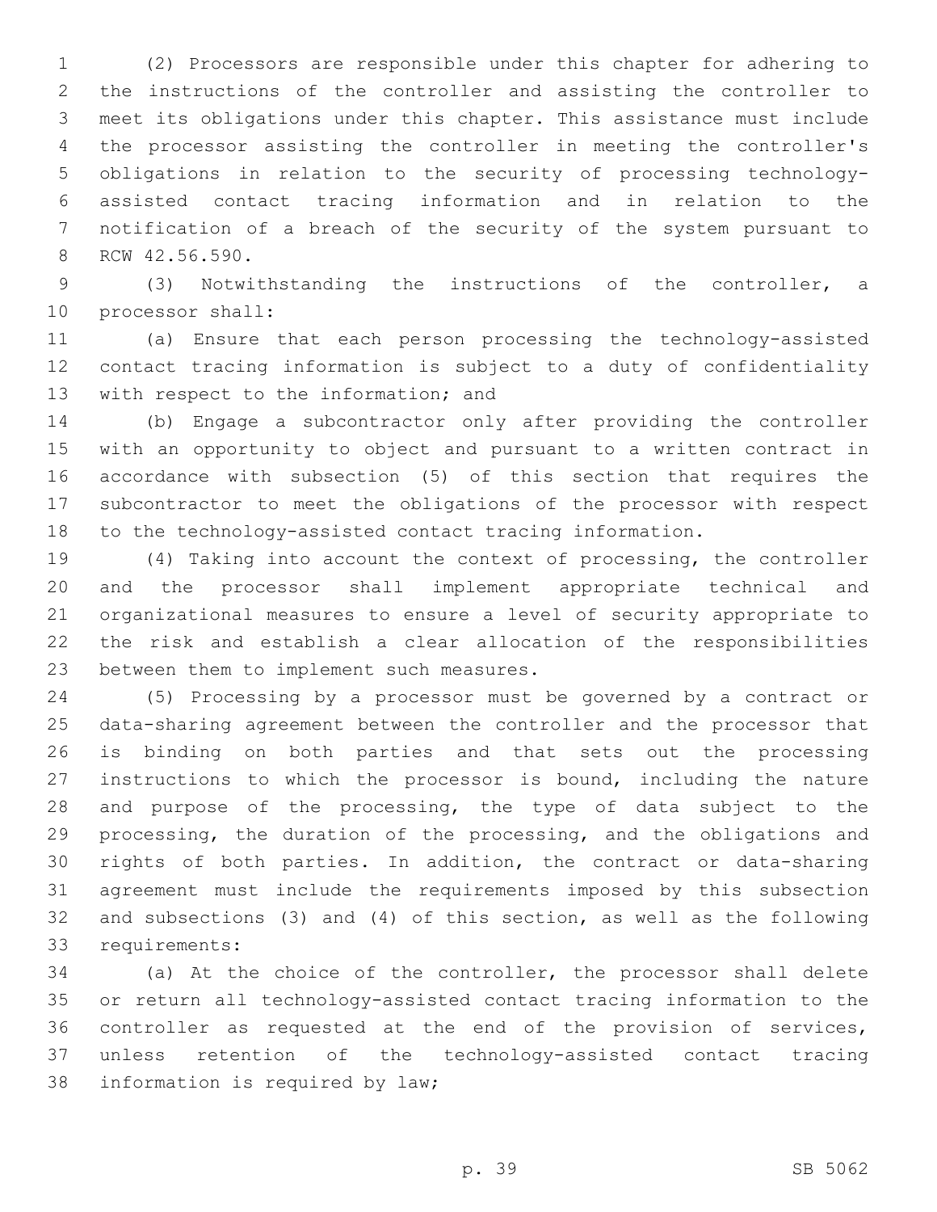(2) Processors are responsible under this chapter for adhering to the instructions of the controller and assisting the controller to meet its obligations under this chapter. This assistance must include the processor assisting the controller in meeting the controller's obligations in relation to the security of processing technology-assisted contact tracing information and in relation to the notification of a breach of the security of the system pursuant to RCW 42.56.590.

(3) Notwithstanding the instructions of the controller, a processor shall:

(a) Ensure that each person processing the technology-assisted contact tracing information is subject to a duty of confidentiality with respect to the information; and

(b) Engage a subcontractor only after providing the controller with an opportunity to object and pursuant to a written contract in accordance with subsection (5) of this section that requires the subcontractor to meet the obligations of the processor with respect to the technology-assisted contact tracing information.

(4) Taking into account the context of processing, the controller and the processor shall implement appropriate technical and organizational measures to ensure a level of security appropriate to the risk and establish a clear allocation of the responsibilities between them to implement such measures.

(5) Processing by a processor must be governed by a contract or data-sharing agreement between the controller and the processor that is binding on both parties and that sets out the processing instructions to which the processor is bound, including the nature and purpose of the processing, the type of data subject to the processing, the duration of the processing, and the obligations and rights of both parties. In addition, the contract or data-sharing agreement must include the requirements imposed by this subsection and subsections (3) and (4) of this section, as well as the following requirements:

(a) At the choice of the controller, the processor shall delete or return all technology-assisted contact tracing information to the controller as requested at the end of the provision of services, unless retention of the technology-assisted contact tracing information is required by law;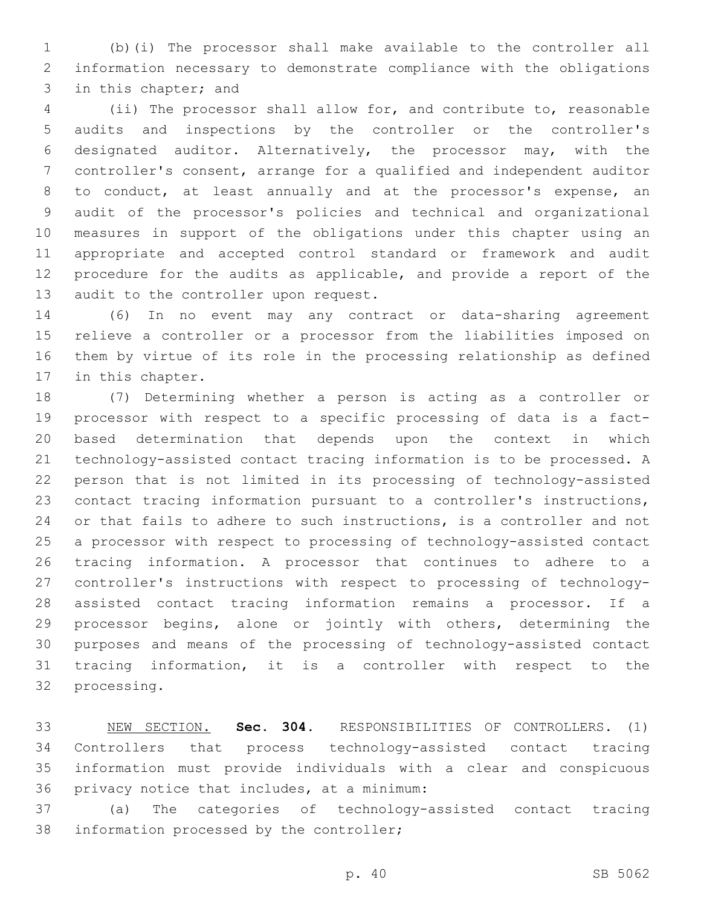(b)(i) The processor shall make available to the controller all information necessary to demonstrate compliance with the obligations in this chapter; and

(ii) The processor shall allow for, and contribute to, reasonable audits and inspections by the controller or the controller's designated auditor. Alternatively, the processor may, with the controller's consent, arrange for a qualified and independent auditor to conduct, at least annually and at the processor's expense, an audit of the processor's policies and technical and organizational measures in support of the obligations under this chapter using an appropriate and accepted control standard or framework and audit procedure for the audits as applicable, and provide a report of the audit to the controller upon request.

(6) In no event may any contract or data-sharing agreement relieve a controller or a processor from the liabilities imposed on them by virtue of its role in the processing relationship as defined in this chapter.

(7) Determining whether a person is acting as a controller or processor with respect to a specific processing of data is a fact-based determination that depends upon the context in which technology-assisted contact tracing information is to be processed. A person that is not limited in its processing of technology-assisted contact tracing information pursuant to a controller's instructions, or that fails to adhere to such instructions, is a controller and not a processor with respect to processing of technology-assisted contact tracing information. A processor that continues to adhere to a controller's instructions with respect to processing of technology-assisted contact tracing information remains a processor. If a processor begins, alone or jointly with others, determining the purposes and means of the processing of technology-assisted contact tracing information, it is a controller with respect to the processing.

NEW SECTION. **Sec. 304.** RESPONSIBILITIES OF CONTROLLERS. (1) Controllers that process technology-assisted contact tracing information must provide individuals with a clear and conspicuous privacy notice that includes, at a minimum:

(a) The categories of technology-assisted contact tracing information processed by the controller;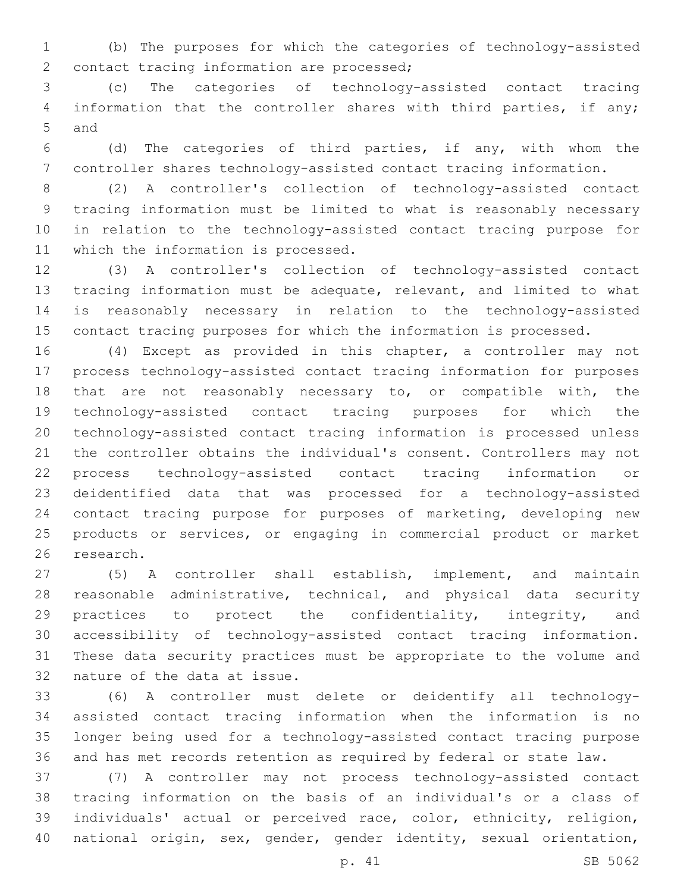(b) The purposes for which the categories of technology-assisted contact tracing information are processed;

(c) The categories of technology-assisted contact tracing information that the controller shares with third parties, if any; and

(d) The categories of third parties, if any, with whom the controller shares technology-assisted contact tracing information.

(2) A controller's collection of technology-assisted contact tracing information must be limited to what is reasonably necessary in relation to the technology-assisted contact tracing purpose for which the information is processed.

(3) A controller's collection of technology-assisted contact tracing information must be adequate, relevant, and limited to what is reasonably necessary in relation to the technology-assisted contact tracing purposes for which the information is processed.

(4) Except as provided in this chapter, a controller may not process technology-assisted contact tracing information for purposes that are not reasonably necessary to, or compatible with, the technology-assisted contact tracing purposes for which the technology-assisted contact tracing information is processed unless the controller obtains the individual's consent. Controllers may not process technology-assisted contact tracing information or deidentified data that was processed for a technology-assisted contact tracing purpose for purposes of marketing, developing new products or services, or engaging in commercial product or market research.

(5) A controller shall establish, implement, and maintain reasonable administrative, technical, and physical data security practices to protect the confidentiality, integrity, and accessibility of technology-assisted contact tracing information. These data security practices must be appropriate to the volume and nature of the data at issue.

(6) A controller must delete or deidentify all technology-assisted contact tracing information when the information is no longer being used for a technology-assisted contact tracing purpose and has met records retention as required by federal or state law.

(7) A controller may not process technology-assisted contact tracing information on the basis of an individual's or a class of individuals' actual or perceived race, color, ethnicity, religion, national origin, sex, gender, gender identity, sexual orientation,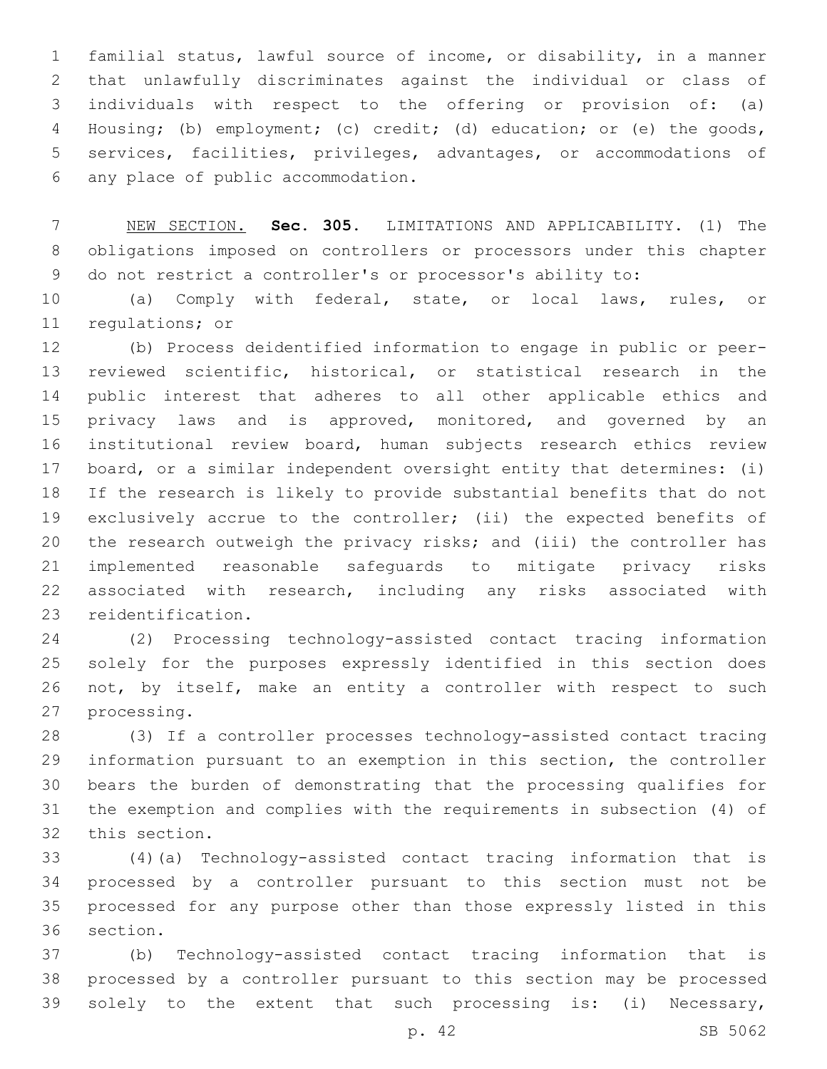familial status, lawful source of income, or disability, in a manner that unlawfully discriminates against the individual or class of individuals with respect to the offering or provision of: (a) Housing; (b) employment; (c) credit; (d) education; or (e) the goods, services, facilities, privileges, advantages, or accommodations of any place of public accommodation.

NEW SECTION. **Sec. 305.** LIMITATIONS AND APPLICABILITY. (1) The obligations imposed on controllers or processors under this chapter do not restrict a controller's or processor's ability to:

(a) Comply with federal, state, or local laws, rules, or regulations; or

(b) Process deidentified information to engage in public or peer-reviewed scientific, historical, or statistical research in the public interest that adheres to all other applicable ethics and privacy laws and is approved, monitored, and governed by an institutional review board, human subjects research ethics review board, or a similar independent oversight entity that determines: (i) If the research is likely to provide substantial benefits that do not exclusively accrue to the controller; (ii) the expected benefits of the research outweigh the privacy risks; and (iii) the controller has implemented reasonable safeguards to mitigate privacy risks associated with research, including any risks associated with reidentification.

(2) Processing technology-assisted contact tracing information solely for the purposes expressly identified in this section does not, by itself, make an entity a controller with respect to such processing.

(3) If a controller processes technology-assisted contact tracing information pursuant to an exemption in this section, the controller bears the burden of demonstrating that the processing qualifies for the exemption and complies with the requirements in subsection (4) of this section.

(4)(a) Technology-assisted contact tracing information that is processed by a controller pursuant to this section must not be processed for any purpose other than those expressly listed in this section.

(b) Technology-assisted contact tracing information that is processed by a controller pursuant to this section may be processed solely to the extent that such processing is: (i) Necessary,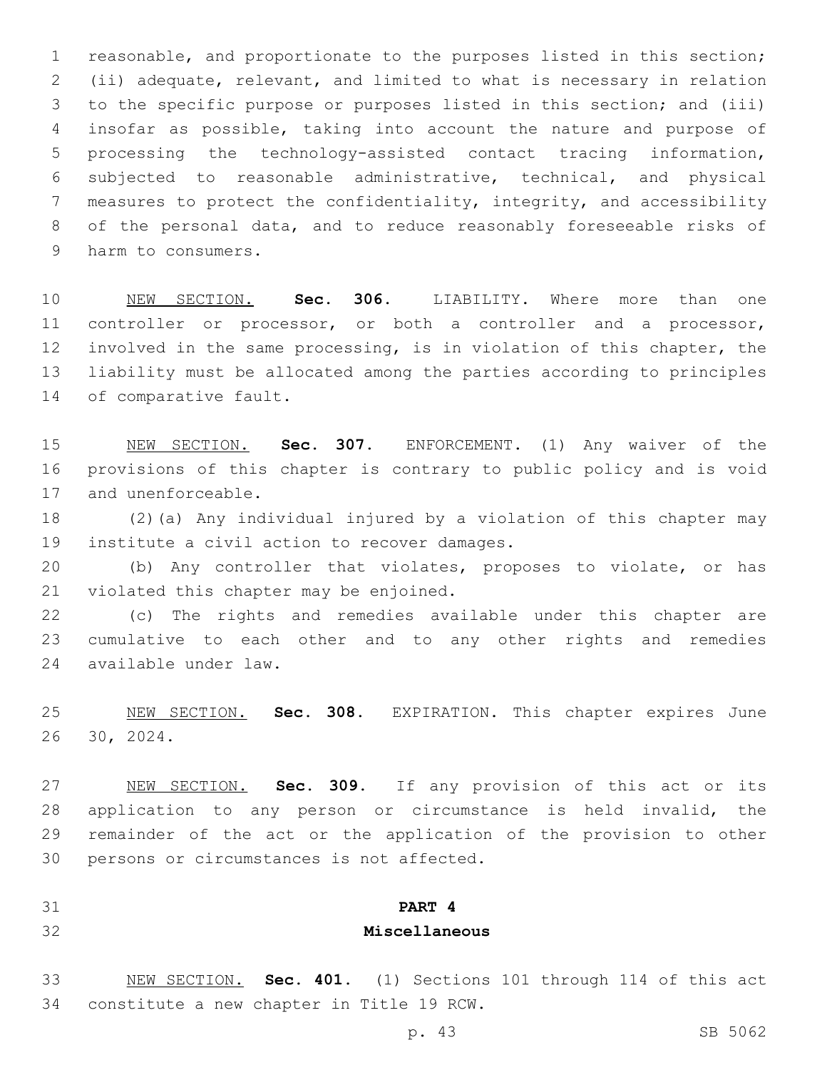reasonable, and proportionate to the purposes listed in this section; (ii) adequate, relevant, and limited to what is necessary in relation to the specific purpose or purposes listed in this section; and (iii) insofar as possible, taking into account the nature and purpose of processing the technology-assisted contact tracing information, subjected to reasonable administrative, technical, and physical measures to protect the confidentiality, integrity, and accessibility of the personal data, and to reduce reasonably foreseeable risks of harm to consumers.

NEW SECTION. **Sec. 306.** LIABILITY. Where more than one controller or processor, or both a controller and a processor, involved in the same processing, is in violation of this chapter, the liability must be allocated among the parties according to principles of comparative fault.

NEW SECTION. **Sec. 307.** ENFORCEMENT. (1) Any waiver of the provisions of this chapter is contrary to public policy and is void and unenforceable.

(2)(a) Any individual injured by a violation of this chapter may institute a civil action to recover damages.

(b) Any controller that violates, proposes to violate, or has violated this chapter may be enjoined.

(c) The rights and remedies available under this chapter are cumulative to each other and to any other rights and remedies available under law.

NEW SECTION. **Sec. 308.** EXPIRATION. This chapter expires June 30, 2024.

NEW SECTION. **Sec. 309.** If any provision of this act or its application to any person or circumstance is held invalid, the remainder of the act or the application of the provision to other persons or circumstances is not affected.

**PART 4**

**Miscellaneous**

NEW SECTION. **Sec. 401.** (1) Sections 101 through 114 of this act constitute a new chapter in Title 19 RCW.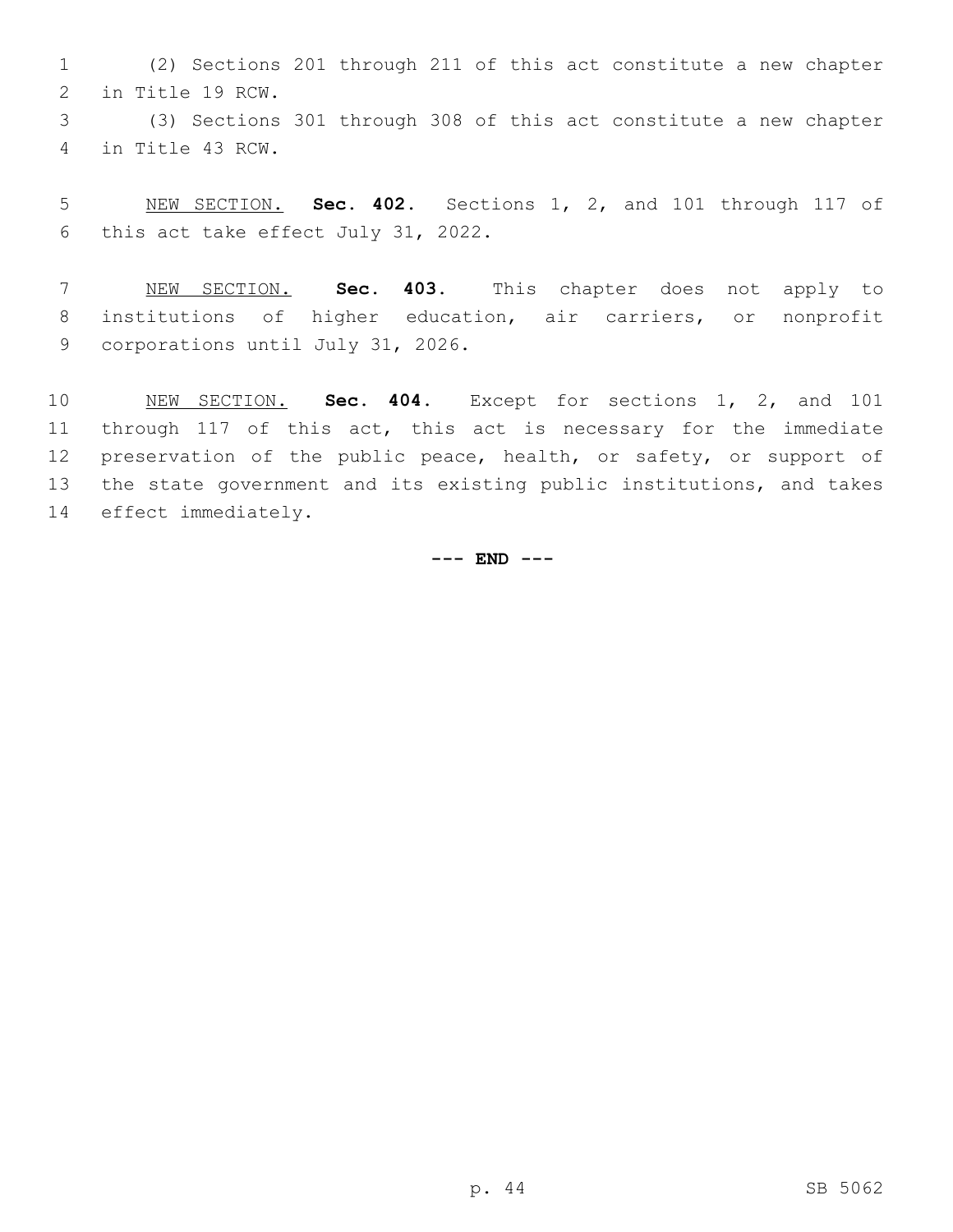(2) Sections 201 through 211 of this act constitute a new chapter in Title 19 RCW.

(3) Sections 301 through 308 of this act constitute a new chapter in Title 43 RCW.

NEW SECTION. **Sec. 402.** Sections 1, 2, and 101 through 117 of this act take effect July 31, 2022.

NEW SECTION. **Sec. 403.** This chapter does not apply to institutions of higher education, air carriers, or nonprofit corporations until July 31, 2026.

NEW SECTION. **Sec. 404.** Except for sections 1, 2, and 101 through 117 of this act, this act is necessary for the immediate preservation of the public peace, health, or safety, or support of the state government and its existing public institutions, and takes effect immediately.

**--- END ---**